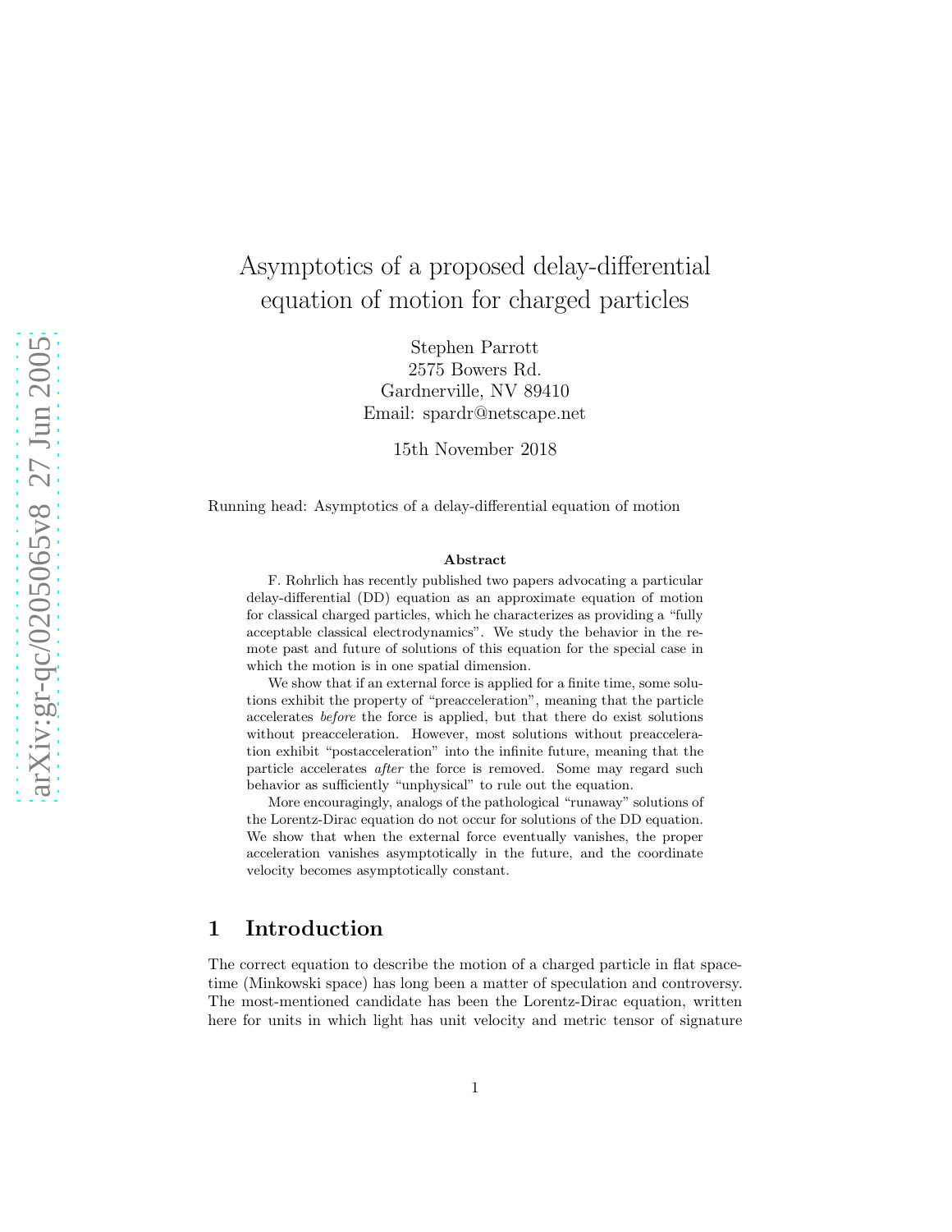# Asymptotics of a proposed delay-differential equation of motion for charged particles

Stephen Parrott
2575 Bowers Rd.
Gardnerville, NV 89410
Email: spardr@netscape.net

15th November 2018

Running head: Asymptotics of a delay-differential equation of motion

**Abstract**

F. Rohrlich has recently published two papers advocating a particular delay-differential (DD) equation as an approximate equation of motion for classical charged particles, which he characterizes as providing a "fully acceptable classical electrodynamics". We study the behavior in the remote past and future of solutions of this equation for the special case in which the motion is in one spatial dimension.

We show that if an external force is applied for a finite time, some solutions exhibit the property of "preacceleration", meaning that the particle accelerates *before* the force is applied, but that there do exist solutions without preacceleration. However, most solutions without preacceleration exhibit "postacceleration" into the infinite future, meaning that the particle accelerates *after* the force is removed. Some may regard such behavior as sufficiently "unphysical" to rule out the equation.

More encouragingly, analogs of the pathological "runaway" solutions of the Lorentz-Dirac equation do not occur for solutions of the DD equation. We show that when the external force eventually vanishes, the proper acceleration vanishes asymptotically in the future, and the coordinate velocity becomes asymptotically constant.

## 1 Introduction

The correct equation to describe the motion of a charged particle in flat spacetime (Minkowski space) has long been a matter of speculation and controversy. The most-mentioned candidate has been the Lorentz-Dirac equation, written here for units in which light has unit velocity and metric tensor of signature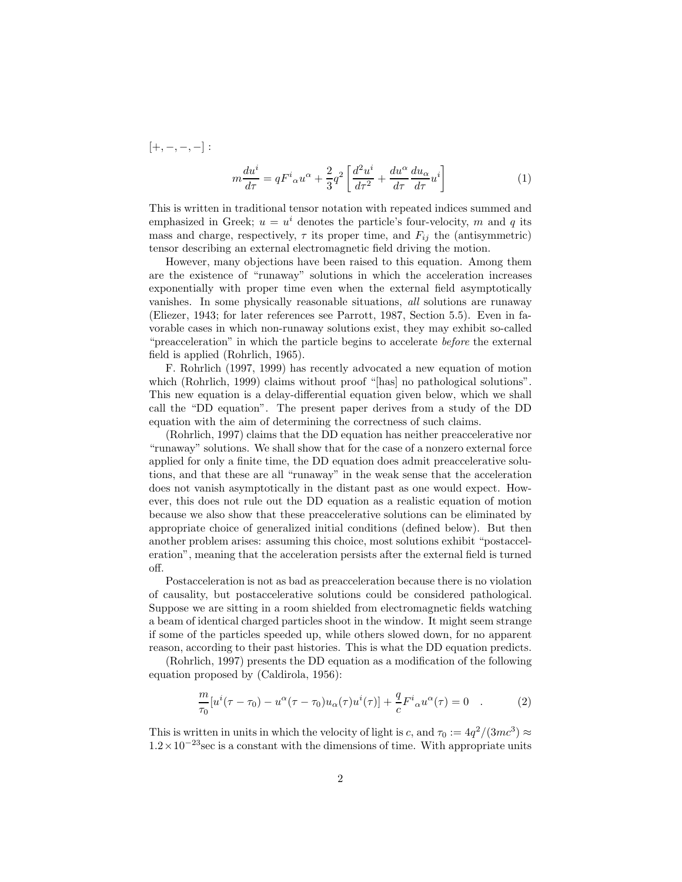$[+, -, -, -]$ :

$$m\frac{du^i}{d\tau} = qF^i{}_\alpha u^\alpha + \frac{2}{3}q^2\left[\frac{d^2u^i}{d\tau^2} + \frac{du^\alpha}{d\tau}\frac{du_\alpha}{d\tau}u^i\right] \tag{1}$$

This is written in traditional tensor notation with repeated indices summed and emphasized in Greek; $u = u^i$ denotes the particle's four-velocity, $m$ and $q$ its mass and charge, respectively, $\tau$ its proper time, and $F_{ij}$ the (antisymmetric) tensor describing an external electromagnetic field driving the motion.

However, many objections have been raised to this equation. Among them are the existence of "runaway" solutions in which the acceleration increases exponentially with proper time even when the external field asymptotically vanishes. In some physically reasonable situations, *all* solutions are runaway (Eliezer, 1943; for later references see Parrott, 1987, Section 5.5). Even in favorable cases in which non-runaway solutions exist, they may exhibit so-called "preacceleration" in which the particle begins to accelerate *before* the external field is applied (Rohrlich, 1965).

F. Rohrlich (1997, 1999) has recently advocated a new equation of motion which (Rohrlich, 1999) claims without proof "[has] no pathological solutions". This new equation is a delay-differential equation given below, which we shall call the "DD equation". The present paper derives from a study of the DD equation with the aim of determining the correctness of such claims.

(Rohrlich, 1997) claims that the DD equation has neither preaccelerative nor "runaway" solutions. We shall show that for the case of a nonzero external force applied for only a finite time, the DD equation does admit preaccelerative solutions, and that these are all "runaway" in the weak sense that the acceleration does not vanish asymptotically in the distant past as one would expect. However, this does not rule out the DD equation as a realistic equation of motion because we also show that these preaccelerative solutions can be eliminated by appropriate choice of generalized initial conditions (defined below). But then another problem arises: assuming this choice, most solutions exhibit "postacceleration", meaning that the acceleration persists after the external field is turned off.

Postacceleration is not as bad as preacceleration because there is no violation of causality, but postaccelerative solutions could be considered pathological. Suppose we are sitting in a room shielded from electromagnetic fields watching a beam of identical charged particles shoot in the window. It might seem strange if some of the particles speeded up, while others slowed down, for no apparent reason, according to their past histories. This is what the DD equation predicts.

(Rohrlich, 1997) presents the DD equation as a modification of the following equation proposed by (Caldirola, 1956):

$$\frac{m}{\tau_0}[u^i(\tau - \tau_0) - u^\alpha(\tau - \tau_0)u_\alpha(\tau)u^i(\tau)] + \frac{q}{c}F^i{}_\alpha u^\alpha(\tau) = 0 \quad . \tag{2}$$

This is written in units in which the velocity of light is $c$, and $\tau_0 := 4q^2/(3mc^3) \approx 1.2 \times 10^{-23}$sec is a constant with the dimensions of time. With appropriate units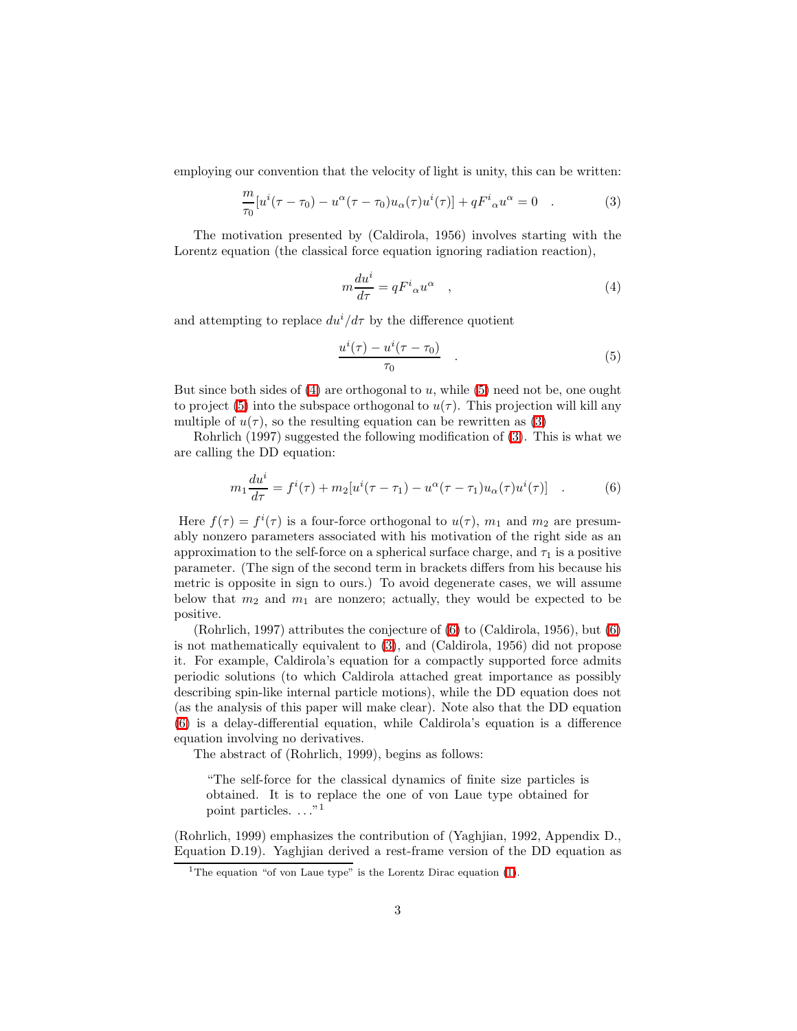employing our convention that the velocity of light is unity, this can be written:

$$\frac{m}{\tau_0}[u^i(\tau-\tau_0) - u^\alpha(\tau-\tau_0)u_\alpha(\tau)u^i(\tau)] + qF^i{}_\alpha u^\alpha = 0 \quad . \tag{3}$$

The motivation presented by (Caldirola, 1956) involves starting with the Lorentz equation (the classical force equation ignoring radiation reaction),

$$m\frac{du^i}{d\tau} = qF^i{}_\alpha u^\alpha \quad , \tag{4}$$

and attempting to replace $du^i/d\tau$ by the difference quotient

$$\frac{u^i(\tau) - u^i(\tau-\tau_0)}{\tau_0} \quad . \tag{5}$$

But since both sides of (4) are orthogonal to $u$, while (5) need not be, one ought to project (5) into the subspace orthogonal to $u(\tau)$. This projection will kill any multiple of $u(\tau)$, so the resulting equation can be rewritten as (3)

Rohrlich (1997) suggested the following modification of (3). This is what we are calling the DD equation:

$$m_1\frac{du^i}{d\tau} = f^i(\tau) + m_2[u^i(\tau-\tau_1) - u^\alpha(\tau-\tau_1)u_\alpha(\tau)u^i(\tau)] \quad . \tag{6}$$

Here $f(\tau) = f^i(\tau)$ is a four-force orthogonal to $u(\tau)$, $m_1$ and $m_2$ are presumably nonzero parameters associated with his motivation of the right side as an approximation to the self-force on a spherical surface charge, and $\tau_1$ is a positive parameter. (The sign of the second term in brackets differs from his because his metric is opposite in sign to ours.) To avoid degenerate cases, we will assume below that $m_2$ and $m_1$ are nonzero; actually, they would be expected to be positive.

(Rohrlich, 1997) attributes the conjecture of (6) to (Caldirola, 1956), but (6) is not mathematically equivalent to (3), and (Caldirola, 1956) did not propose it. For example, Caldirola's equation for a compactly supported force admits periodic solutions (to which Caldirola attached great importance as possibly describing spin-like internal particle motions), while the DD equation does not (as the analysis of this paper will make clear). Note also that the DD equation (6) is a delay-differential equation, while Caldirola's equation is a difference equation involving no derivatives.

The abstract of (Rohrlich, 1999), begins as follows:

> "The self-force for the classical dynamics of finite size particles is obtained. It is to replace the one of von Laue type obtained for point particles. ..."[1]

(Rohrlich, 1999) emphasizes the contribution of (Yaghjian, 1992, Appendix D., Equation D.19). Yaghjian derived a rest-frame version of the DD equation as

[1] The equation "of von Laue type" is the Lorentz Dirac equation (1).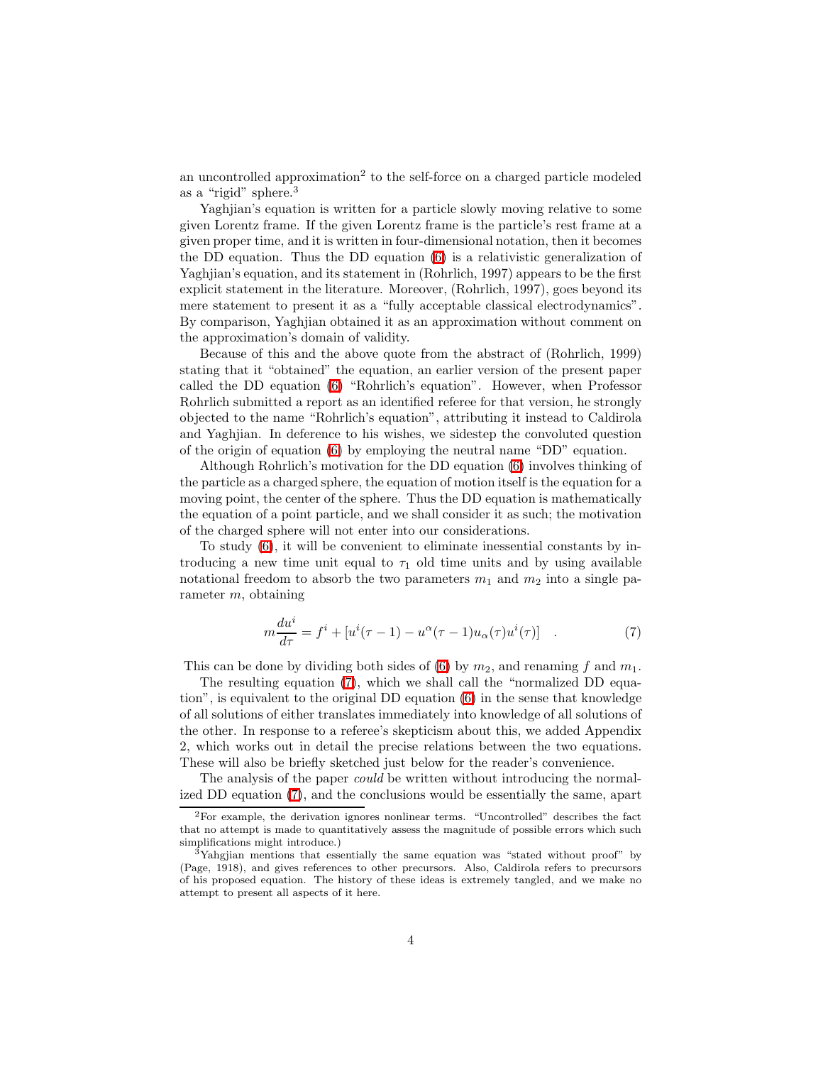an uncontrolled approximation[2] to the self-force on a charged particle modeled as a "rigid" sphere.[3]

Yaghjian's equation is written for a particle slowly moving relative to some given Lorentz frame. If the given Lorentz frame is the particle's rest frame at a given proper time, and it is written in four-dimensional notation, then it becomes the DD equation. Thus the DD equation (6) is a relativistic generalization of Yaghjian's equation, and its statement in (Rohrlich, 1997) appears to be the first explicit statement in the literature. Moreover, (Rohrlich, 1997), goes beyond its mere statement to present it as a "fully acceptable classical electrodynamics". By comparison, Yaghjian obtained it as an approximation without comment on the approximation's domain of validity.

Because of this and the above quote from the abstract of (Rohrlich, 1999) stating that it "obtained" the equation, an earlier version of the present paper called the DD equation (6) "Rohrlich's equation". However, when Professor Rohrlich submitted a report as an identified referee for that version, he strongly objected to the name "Rohrlich's equation", attributing it instead to Caldirola and Yaghjian. In deference to his wishes, we sidestep the convoluted question of the origin of equation (6) by employing the neutral name "DD" equation.

Although Rohrlich's motivation for the DD equation (6) involves thinking of the particle as a charged sphere, the equation of motion itself is the equation for a moving point, the center of the sphere. Thus the DD equation is mathematically the equation of a point particle, and we shall consider it as such; the motivation of the charged sphere will not enter into our considerations.

To study (6), it will be convenient to eliminate inessential constants by introducing a new time unit equal to $\tau_1$ old time units and by using available notational freedom to absorb the two parameters $m_1$ and $m_2$ into a single parameter $m$, obtaining

$$m\frac{du^i}{d\tau} = f^i + [u^i(\tau-1) - u^\alpha(\tau-1)u_\alpha(\tau)u^i(\tau)] \quad . \tag{7}$$

This can be done by dividing both sides of (6) by $m_2$, and renaming $f$ and $m_1$.

The resulting equation (7), which we shall call the "normalized DD equation", is equivalent to the original DD equation (6) in the sense that knowledge of all solutions of either translates immediately into knowledge of all solutions of the other. In response to a referee's skepticism about this, we added Appendix 2, which works out in detail the precise relations between the two equations. These will also be briefly sketched just below for the reader's convenience.

The analysis of the paper *could* be written without introducing the normalized DD equation (7), and the conclusions would be essentially the same, apart

[2] For example, the derivation ignores nonlinear terms. "Uncontrolled" describes the fact that no attempt is made to quantitatively assess the magnitude of possible errors which such simplifications might introduce.)

[3] Yahgjian mentions that essentially the same equation was "stated without proof" by (Page, 1918), and gives references to other precursors. Also, Caldirola refers to precursors of his proposed equation. The history of these ideas is extremely tangled, and we make no attempt to present all aspects of it here.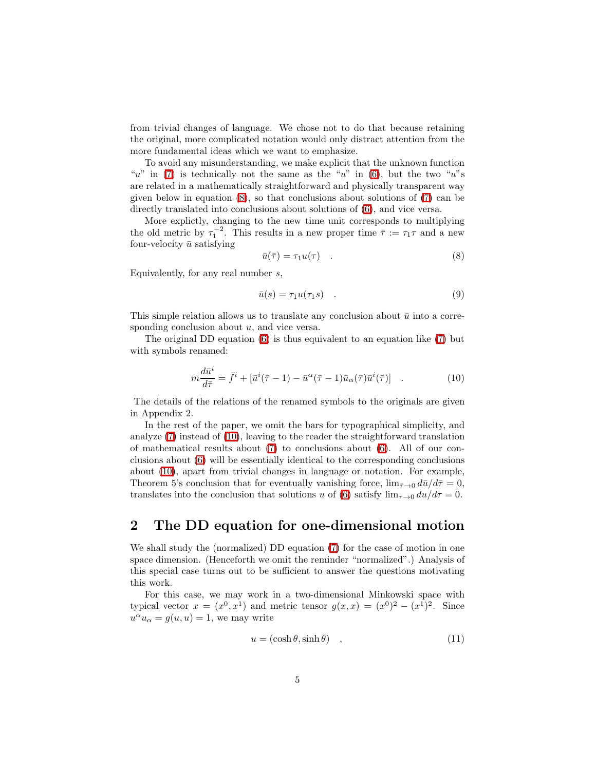from trivial changes of language. We chose not to do that because retaining the original, more complicated notation would only distract attention from the more fundamental ideas which we want to emphasize.

To avoid any misunderstanding, we make explicit that the unknown function "$u$" in (7) is technically not the same as the "$u$" in (6), but the two "$u$"s are related in a mathematically straightforward and physically transparent way given below in equation (8), so that conclusions about solutions of (7) can be directly translated into conclusions about solutions of (6), and vice versa.

More explictly, changing to the new time unit corresponds to multiplying the old metric by $\tau_1^{-2}$. This results in a new proper time $\bar{\tau} := \tau_1 \tau$ and a new four-velocity $\bar{u}$ satisfying

$$\bar{u}(\bar{\tau}) = \tau_1 u(\tau) \quad . \tag{8}$$

Equivalently, for any real number $s$,

$$\bar{u}(s) = \tau_1 u(\tau_1 s) \quad . \tag{9}$$

This simple relation allows us to translate any conclusion about $\bar{u}$ into a corresponding conclusion about $u$, and vice versa.

The original DD equation (6) is thus equivalent to an equation like (7) but with symbols renamed:

$$m\frac{d\bar{u}^i}{d\bar{\tau}} = \bar{f}^i + [\bar{u}^i(\bar{\tau}-1) - \bar{u}^\alpha(\bar{\tau}-1)\bar{u}_\alpha(\bar{\tau})\bar{u}^i(\bar{\tau})] \quad . \tag{10}$$

The details of the relations of the renamed symbols to the originals are given in Appendix 2.

In the rest of the paper, we omit the bars for typographical simplicity, and analyze (7) instead of (10), leaving to the reader the straightforward translation of mathematical results about (7) to conclusions about (6). All of our conclusions about (6) will be essentially identical to the corresponding conclusions about (10), apart from trivial changes in language or notation. For example, Theorem 5's conclusion that for eventually vanishing force, $\lim_{\bar{\tau}\to 0} d\bar{u}/d\bar{\tau} = 0$, translates into the conclusion that solutions $u$ of (6) satisfy $\lim_{\tau\to 0} du/d\tau = 0$.

## 2 The DD equation for one-dimensional motion

We shall study the (normalized) DD equation (7) for the case of motion in one space dimension. (Henceforth we omit the reminder "normalized".) Analysis of this special case turns out to be sufficient to answer the questions motivating this work.

For this case, we may work in a two-dimensional Minkowski space with typical vector $x = (x^0, x^1)$ and metric tensor $g(x, x) = (x^0)^2 - (x^1)^2$. Since $u^\alpha u_\alpha = g(u, u) = 1$, we may write

$$u = (\cosh\theta, \sinh\theta) \quad , \tag{11}$$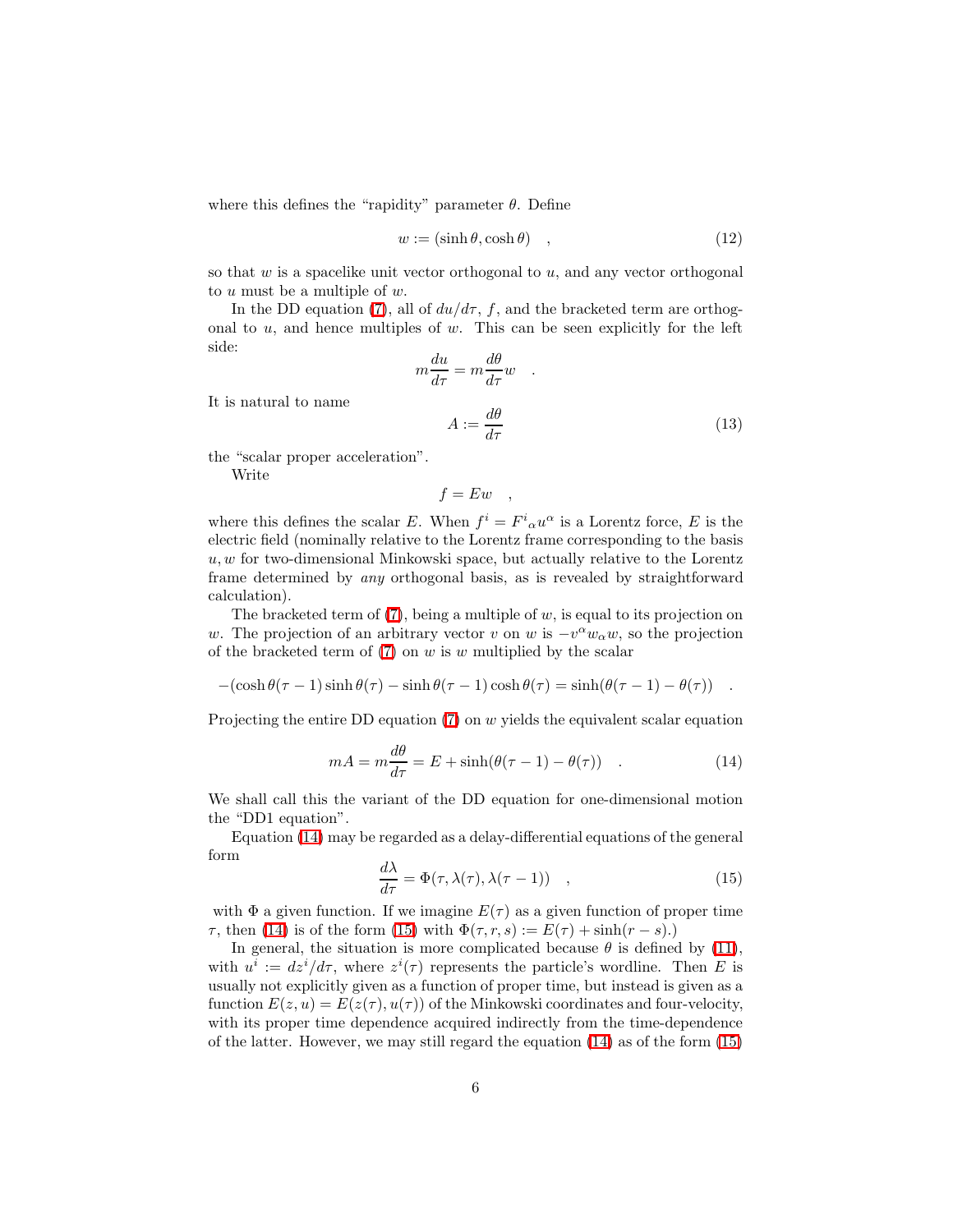where this defines the "rapidity" parameter $\theta$. Define

$$w := (\sinh\theta, \cosh\theta) \quad , \tag{12}$$

so that $w$ is a spacelike unit vector orthogonal to $u$, and any vector orthogonal to $u$ must be a multiple of $w$.

In the DD equation (7), all of $du/d\tau$, $f$, and the bracketed term are orthogonal to $u$, and hence multiples of $w$. This can be seen explicitly for the left side:

$$m\frac{du}{d\tau} = m\frac{d\theta}{d\tau}w \quad .$$

It is natural to name

$$A := \frac{d\theta}{d\tau} \tag{13}$$

the "scalar proper acceleration".

Write

$$f = Ew \quad ,$$

where this defines the scalar $E$. When $f^i = F^i{}_\alpha u^\alpha$ is a Lorentz force, $E$ is the electric field (nominally relative to the Lorentz frame corresponding to the basis $u, w$ for two-dimensional Minkowski space, but actually relative to the Lorentz frame determined by *any* orthogonal basis, as is revealed by straightforward calculation).

The bracketed term of (7), being a multiple of $w$, is equal to its projection on $w$. The projection of an arbitrary vector $v$ on $w$ is $-v^\alpha w_\alpha w$, so the projection of the bracketed term of (7) on $w$ is $w$ multiplied by the scalar

$$-(\cosh\theta(\tau-1)\sinh\theta(\tau) - \sinh\theta(\tau-1)\cosh\theta(\tau) = \sinh(\theta(\tau-1) - \theta(\tau)) \quad .$$

Projecting the entire DD equation (7) on $w$ yields the equivalent scalar equation

$$mA = m\frac{d\theta}{d\tau} = E + \sinh(\theta(\tau-1) - \theta(\tau)) \quad . \tag{14}$$

We shall call this the variant of the DD equation for one-dimensional motion the "DD1 equation".

Equation (14) may be regarded as a delay-differential equations of the general form

$$\frac{d\lambda}{d\tau} = \Phi(\tau, \lambda(\tau), \lambda(\tau-1)) \quad , \tag{15}$$

with $\Phi$ a given function. If we imagine $E(\tau)$ as a given function of proper time $\tau$, then (14) is of the form (15) with $\Phi(\tau, r, s) := E(\tau) + \sinh(r - s)$.)

In general, the situation is more complicated because $\theta$ is defined by (11), with $u^i := dz^i/d\tau$, where $z^i(\tau)$ represents the particle's wordline. Then $E$ is usually not explicitly given as a function of proper time, but instead is given as a function $E(z, u) = E(z(\tau), u(\tau))$ of the Minkowski coordinates and four-velocity, with its proper time dependence acquired indirectly from the time-dependence of the latter. However, we may still regard the equation (14) as of the form (15)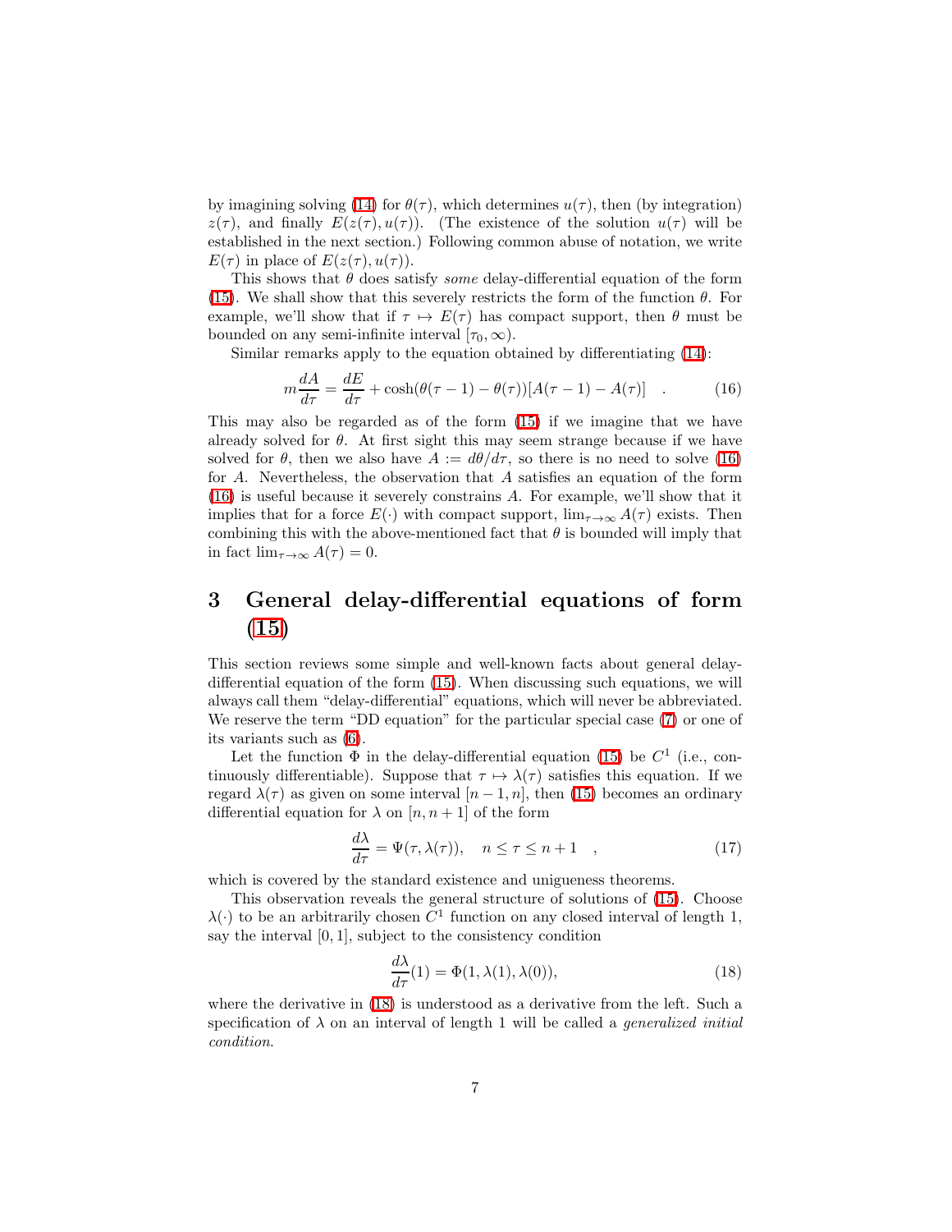by imagining solving (14) for $\theta(\tau)$, which determines $u(\tau)$, then (by integration) $z(\tau)$, and finally $E(z(\tau), u(\tau))$. (The existence of the solution $u(\tau)$ will be established in the next section.) Following common abuse of notation, we write $E(\tau)$ in place of $E(z(\tau), u(\tau))$.

This shows that $\theta$ does satisfy *some* delay-differential equation of the form (15). We shall show that this severely restricts the form of the function $\theta$. For example, we'll show that if $\tau \mapsto E(\tau)$ has compact support, then $\theta$ must be bounded on any semi-infinite interval $[\tau_0, \infty)$.

Similar remarks apply to the equation obtained by differentiating (14):

$$m\frac{dA}{d\tau} = \frac{dE}{d\tau} + \cosh(\theta(\tau - 1) - \theta(\tau))[A(\tau - 1) - A(\tau)] \quad . \tag{16}$$

This may also be regarded as of the form (15) if we imagine that we have already solved for $\theta$. At first sight this may seem strange because if we have solved for $\theta$, then we also have $A := d\theta/d\tau$, so there is no need to solve (16) for $A$. Nevertheless, the observation that $A$ satisfies an equation of the form (16) is useful because it severely constrains $A$. For example, we'll show that it implies that for a force $E(\cdot)$ with compact support, $\lim_{\tau\to\infty} A(\tau)$ exists. Then combining this with the above-mentioned fact that $\theta$ is bounded will imply that in fact $\lim_{\tau\to\infty} A(\tau) = 0$.

# 3 General delay-differential equations of form (15)

This section reviews some simple and well-known facts about general delay-differential equation of the form (15). When discussing such equations, we will always call them "delay-differential" equations, which will never be abbreviated. We reserve the term "DD equation" for the particular special case (7) or one of its variants such as (6).

Let the function $\Phi$ in the delay-differential equation (15) be $C^1$ (i.e., continuously differentiable). Suppose that $\tau \mapsto \lambda(\tau)$ satisfies this equation. If we regard $\lambda(\tau)$ as given on some interval $[n-1, n]$, then (15) becomes an ordinary differential equation for $\lambda$ on $[n, n+1]$ of the form

$$\frac{d\lambda}{d\tau} = \Psi(\tau, \lambda(\tau)), \quad n \le \tau \le n+1 \quad , \tag{17}$$

which is covered by the standard existence and uniqueness theorems.

This observation reveals the general structure of solutions of (15). Choose $\lambda(\cdot)$ to be an arbitrarily chosen $C^1$ function on any closed interval of length 1, say the interval $[0, 1]$, subject to the consistency condition

$$\frac{d\lambda}{d\tau}(1) = \Phi(1, \lambda(1), \lambda(0)), \tag{18}$$

where the derivative in (18) is understood as a derivative from the left. Such a specification of $\lambda$ on an interval of length 1 will be called a *generalized initial condition*.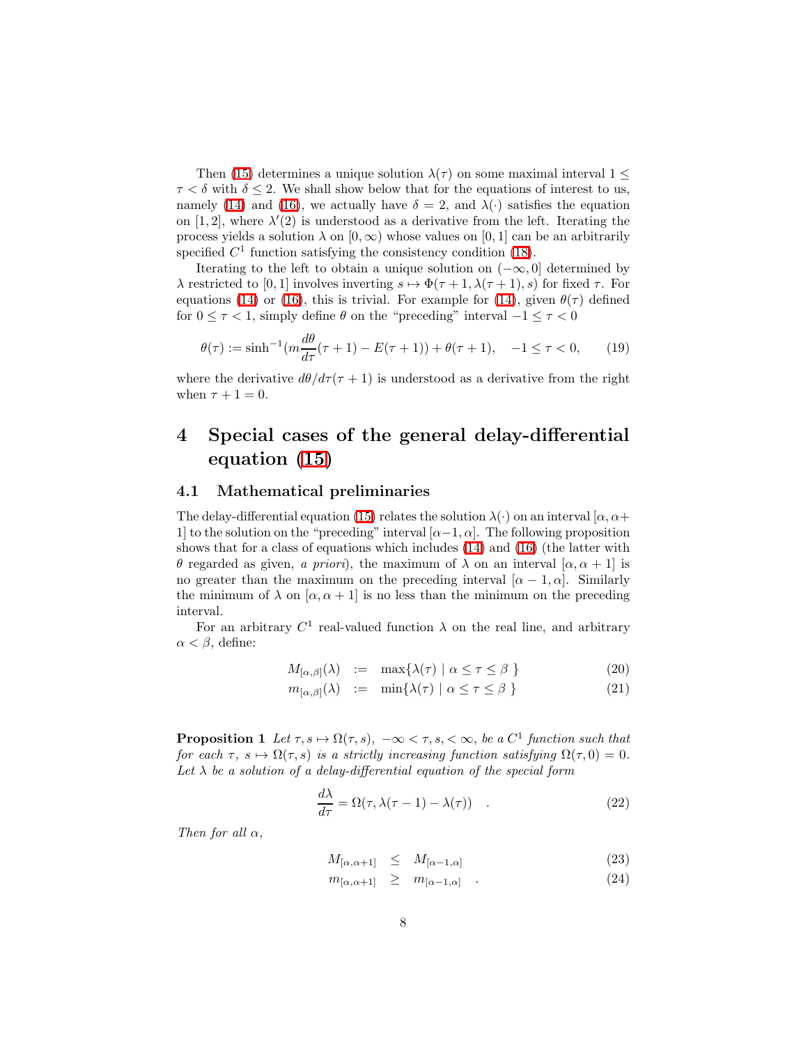Then (15) determines a unique solution $\lambda(\tau)$ on some maximal interval $1 \leq \tau < \delta$ with $\delta \leq 2$. We shall show below that for the equations of interest to us, namely (14) and (16), we actually have $\delta = 2$, and $\lambda(\cdot)$ satisfies the equation on $[1, 2]$, where $\lambda'(2)$ is understood as a derivative from the left. Iterating the process yields a solution $\lambda$ on $[0, \infty)$ whose values on $[0, 1]$ can be an arbitrarily specified $C^1$ function satisfying the consistency condition (18).

Iterating to the left to obtain a unique solution on $(-\infty, 0]$ determined by $\lambda$ restricted to $[0, 1]$ involves inverting $s \mapsto \Phi(\tau+1, \lambda(\tau+1), s)$ for fixed $\tau$. For equations (14) or (16), this is trivial. For example for (14), given $\theta(\tau)$ defined for $0 \leq \tau < 1$, simply define $\theta$ on the "preceding" interval $-1 \leq \tau < 0$

$$\theta(\tau) := \sinh^{-1}(m\frac{d\theta}{d\tau}(\tau+1) - E(\tau+1)) + \theta(\tau+1), \quad -1 \leq \tau < 0, \tag{19}$$

where the derivative $d\theta/d\tau(\tau+1)$ is understood as a derivative from the right when $\tau + 1 = 0$.

# 4 Special cases of the general delay-differential equation (15)

## 4.1 Mathematical preliminaries

The delay-differential equation (15) relates the solution $\lambda(\cdot)$ on an interval $[\alpha, \alpha+1]$ to the solution on the "preceding" interval $[\alpha-1, \alpha]$. The following proposition shows that for a class of equations which includes (14) and (16) (the latter with $\theta$ regarded as given, *a priori*), the maximum of $\lambda$ on an interval $[\alpha, \alpha+1]$ is no greater than the maximum on the preceding interval $[\alpha-1, \alpha]$. Similarly the minimum of $\lambda$ on $[\alpha, \alpha+1]$ is no less than the minimum on the preceding interval.

For an arbitrary $C^1$ real-valued function $\lambda$ on the real line, and arbitrary $\alpha < \beta$, define:

$$M_{[\alpha,\beta]}(\lambda) := \max\{\lambda(\tau) \mid \alpha \leq \tau \leq \beta\ \} \tag{20}$$

$$m_{[\alpha,\beta]}(\lambda) := \min\{\lambda(\tau) \mid \alpha \leq \tau \leq \beta\ \} \tag{21}$$

**Proposition 1** *Let $\tau, s \mapsto \Omega(\tau, s)$, $-\infty < \tau, s, < \infty$, be a $C^1$ function such that for each $\tau$, $s \mapsto \Omega(\tau, s)$ is a strictly increasing function satisfying $\Omega(\tau, 0) = 0$. Let $\lambda$ be a solution of a delay-differential equation of the special form*

$$\frac{d\lambda}{d\tau} = \Omega(\tau, \lambda(\tau-1) - \lambda(\tau)) \quad . \tag{22}$$

*Then for all $\alpha$,*

$$M_{[\alpha,\alpha+1]} \leq M_{[\alpha-1,\alpha]} \tag{23}$$

$$m_{[\alpha,\alpha+1]} \geq m_{[\alpha-1,\alpha]} \quad . \tag{24}$$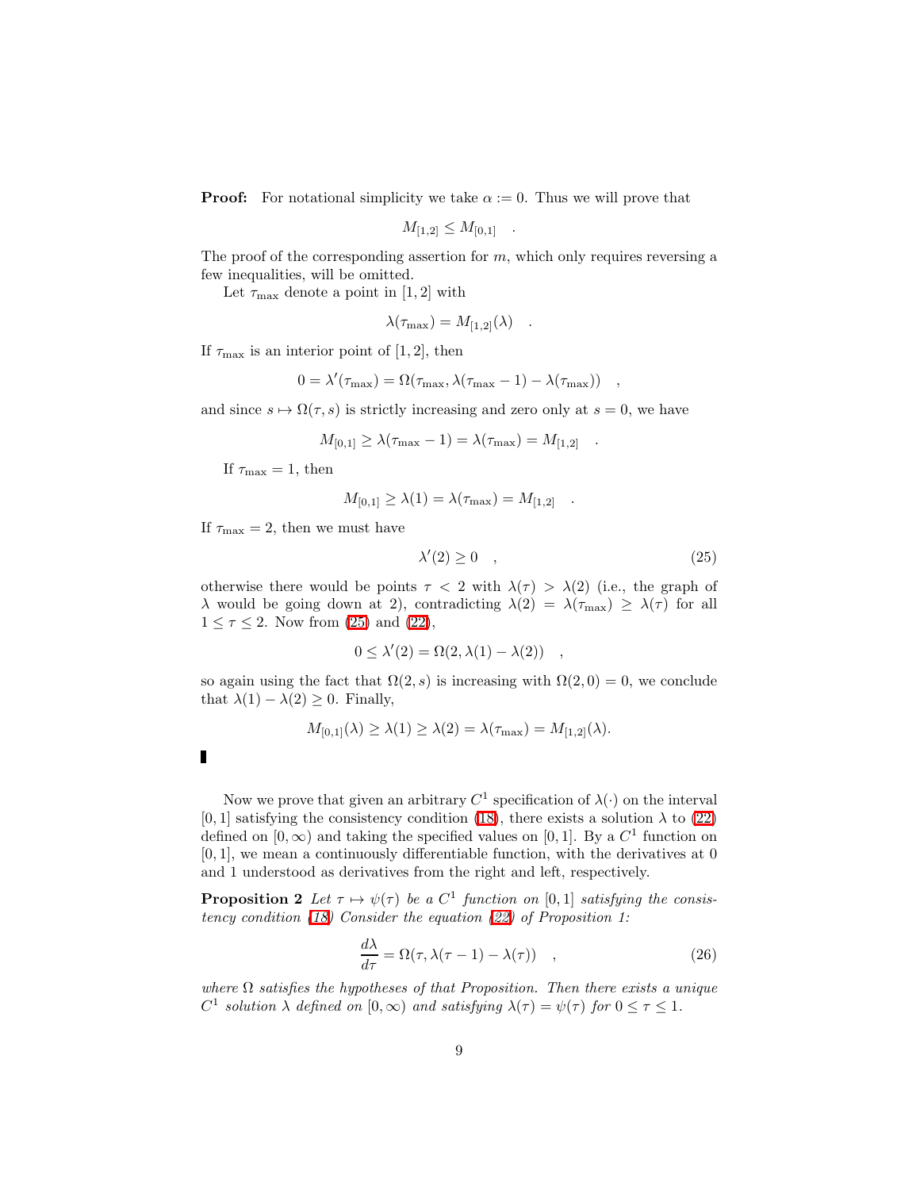**Proof:** For notational simplicity we take $\alpha := 0$. Thus we will prove that

$$M_{[1,2]} \leq M_{[0,1]} \quad .$$

The proof of the corresponding assertion for $m$, which only requires reversing a few inequalities, will be omitted.

Let $\tau_{\max}$ denote a point in $[1,2]$ with

$$\lambda(\tau_{\max}) = M_{[1,2]}(\lambda) \quad .$$

If $\tau_{\max}$ is an interior point of $[1,2]$, then

$$0 = \lambda'(\tau_{\max}) = \Omega(\tau_{\max}, \lambda(\tau_{\max} - 1) - \lambda(\tau_{\max})) \quad ,$$

and since $s \mapsto \Omega(\tau, s)$ is strictly increasing and zero only at $s = 0$, we have

$$M_{[0,1]} \geq \lambda(\tau_{\max} - 1) = \lambda(\tau_{\max}) = M_{[1,2]} \quad .$$

If $\tau_{\max} = 1$, then

$$M_{[0,1]} \geq \lambda(1) = \lambda(\tau_{\max}) = M_{[1,2]} \quad .$$

If $\tau_{\max} = 2$, then we must have

$$\lambda'(2) \geq 0 \quad , \tag{25}$$

otherwise there would be points $\tau < 2$ with $\lambda(\tau) > \lambda(2)$ (i.e., the graph of $\lambda$ would be going down at 2), contradicting $\lambda(2) = \lambda(\tau_{\max}) \geq \lambda(\tau)$ for all $1 \leq \tau \leq 2$. Now from (25) and (22),

$$0 \leq \lambda'(2) = \Omega(2, \lambda(1) - \lambda(2)) \quad ,$$

so again using the fact that $\Omega(2, s)$ is increasing with $\Omega(2, 0) = 0$, we conclude that $\lambda(1) - \lambda(2) \geq 0$. Finally,

$$M_{[0,1]}(\lambda) \geq \lambda(1) \geq \lambda(2) = \lambda(\tau_{\max}) = M_{[1,2]}(\lambda).$$

∎

Now we prove that given an arbitrary $C^1$ specification of $\lambda(\cdot)$ on the interval $[0,1]$ satisfying the consistency condition (18), there exists a solution $\lambda$ to (22) defined on $[0, \infty)$ and taking the specified values on $[0,1]$. By a $C^1$ function on $[0,1]$, we mean a continuously differentiable function, with the derivatives at 0 and 1 understood as derivatives from the right and left, respectively.

**Proposition 2** *Let $\tau \mapsto \psi(\tau)$ be a $C^1$ function on $[0,1]$ satisfying the consistency condition (18) Consider the equation (22) of Proposition 1:*

$$\frac{d\lambda}{d\tau} = \Omega(\tau, \lambda(\tau - 1) - \lambda(\tau)) \quad , \tag{26}$$

*where $\Omega$ satisfies the hypotheses of that Proposition. Then there exists a unique $C^1$ solution $\lambda$ defined on $[0, \infty)$ and satisfying $\lambda(\tau) = \psi(\tau)$ for $0 \leq \tau \leq 1$.*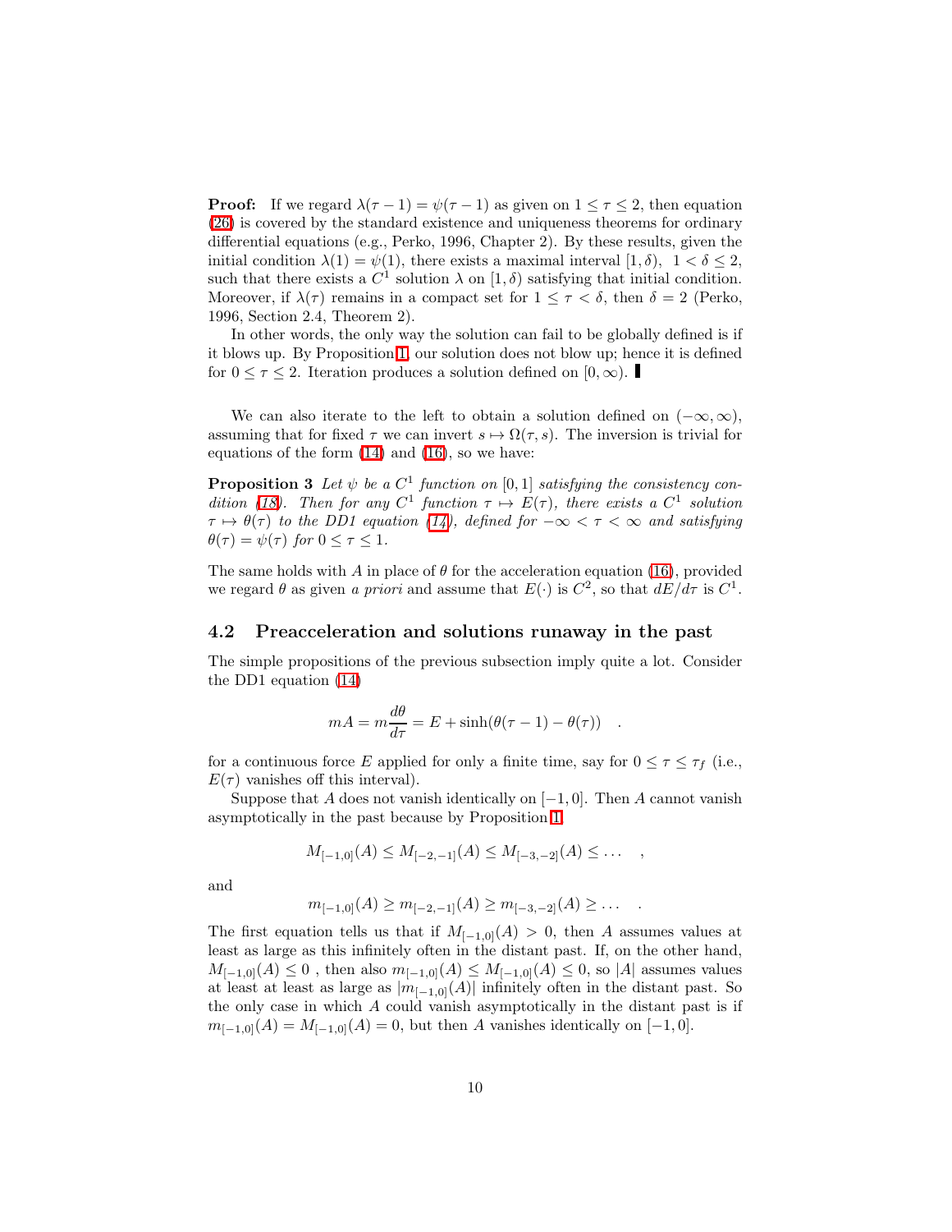**Proof:** If we regard $\lambda(\tau - 1) = \psi(\tau - 1)$ as given on $1 \le \tau \le 2$, then equation (26) is covered by the standard existence and uniqueness theorems for ordinary differential equations (e.g., Perko, 1996, Chapter 2). By these results, given the initial condition $\lambda(1) = \psi(1)$, there exists a maximal interval $[1, \delta)$, $1 < \delta \le 2$, such that there exists a $C^1$ solution $\lambda$ on $[1, \delta)$ satisfying that initial condition. Moreover, if $\lambda(\tau)$ remains in a compact set for $1 \le \tau < \delta$, then $\delta = 2$ (Perko, 1996, Section 2.4, Theorem 2).

In other words, the only way the solution can fail to be globally defined is if it blows up. By Proposition 1, our solution does not blow up; hence it is defined for $0 \le \tau \le 2$. Iteration produces a solution defined on $[0, \infty)$. ∎

We can also iterate to the left to obtain a solution defined on $(-\infty, \infty)$, assuming that for fixed $\tau$ we can invert $s \mapsto \Omega(\tau, s)$. The inversion is trivial for equations of the form (14) and (16), so we have:

**Proposition 3** *Let $\psi$ be a $C^1$ function on $[0, 1]$ satisfying the consistency condition (18). Then for any $C^1$ function $\tau \mapsto E(\tau)$, there exists a $C^1$ solution $\tau \mapsto \theta(\tau)$ to the DD1 equation (14), defined for $-\infty < \tau < \infty$ and satisfying $\theta(\tau) = \psi(\tau)$ for $0 \le \tau \le 1$.*

The same holds with $A$ in place of $\theta$ for the acceleration equation (16), provided we regard $\theta$ as given *a priori* and assume that $E(\cdot)$ is $C^2$, so that $dE/d\tau$ is $C^1$.

## 4.2 Preacceleration and solutions runaway in the past

The simple propositions of the previous subsection imply quite a lot. Consider the DD1 equation (14)

$$mA = m\frac{d\theta}{d\tau} = E + \sinh(\theta(\tau - 1) - \theta(\tau)) \quad .$$

for a continuous force $E$ applied for only a finite time, say for $0 \le \tau \le \tau_f$ (i.e., $E(\tau)$ vanishes off this interval).

Suppose that $A$ does not vanish identically on $[-1, 0]$. Then $A$ cannot vanish asymptotically in the past because by Proposition 1

$$M_{[-1,0]}(A) \le M_{[-2,-1]}(A) \le M_{[-3,-2]}(A) \le \ldots \quad ,$$

and

$$m_{[-1,0]}(A) \ge m_{[-2,-1]}(A) \ge m_{[-3,-2]}(A) \ge \ldots \quad .$$

The first equation tells us that if $M_{[-1,0]}(A) > 0$, then $A$ assumes values at least as large as this infinitely often in the distant past. If, on the other hand, $M_{[-1,0]}(A) \le 0$ , then also $m_{[-1,0]}(A) \le M_{[-1,0]}(A) \le 0$, so $|A|$ assumes values at least at least as large as $|m_{[-1,0]}(A)|$ infinitely often in the distant past. So the only case in which $A$ could vanish asymptotically in the distant past is if $m_{[-1,0]}(A) = M_{[-1,0]}(A) = 0$, but then $A$ vanishes identically on $[-1, 0]$.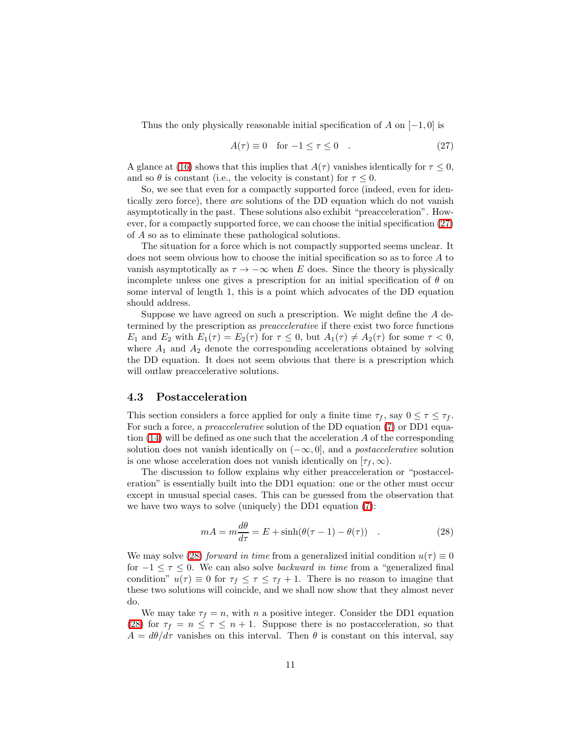Thus the only physically reasonable initial specification of $A$ on $[-1, 0]$ is

$$A(\tau) \equiv 0 \quad \text{for } -1 \leq \tau \leq 0 \quad . \tag{27}$$

A glance at (16) shows that this implies that $A(\tau)$ vanishes identically for $\tau \leq 0$, and so $\theta$ is constant (i.e., the velocity is constant) for $\tau \leq 0$.

So, we see that even for a compactly supported force (indeed, even for identically zero force), there *are* solutions of the DD equation which do not vanish asymptotically in the past. These solutions also exhibit "preacceleration". However, for a compactly supported force, we can choose the initial specification (27) of $A$ so as to eliminate these pathological solutions.

The situation for a force which is not compactly supported seems unclear. It does not seem obvious how to choose the initial specification so as to force $A$ to vanish asymptotically as $\tau \to -\infty$ when $E$ does. Since the theory is physically incomplete unless one gives a prescription for an initial specification of $\theta$ on some interval of length 1, this is a point which advocates of the DD equation should address.

Suppose we have agreed on such a prescription. We might define the $A$ determined by the prescription as *preaccelerative* if there exist two force functions $E_1$ and $E_2$ with $E_1(\tau) = E_2(\tau)$ for $\tau \leq 0$, but $A_1(\tau) \neq A_2(\tau)$ for some $\tau < 0$, where $A_1$ and $A_2$ denote the corresponding accelerations obtained by solving the DD equation. It does not seem obvious that there is a prescription which will outlaw preaccelerative solutions.

### 4.3 Postacceleration

This section considers a force applied for only a finite time $\tau_f$, say $0 \leq \tau \leq \tau_f$. For such a force, a *preaccelerative* solution of the DD equation (7) or DD1 equation (14) will be defined as one such that the acceleration $A$ of the corresponding solution does not vanish identically on $(-\infty, 0]$, and a *postaccelerative* solution is one whose acceleration does not vanish identically on $[\tau_f, \infty)$.

The discussion to follow explains why either preacceleration or "postacceleration" is essentially built into the DD1 equation: one or the other must occur except in unusual special cases. This can be guessed from the observation that we have two ways to solve (uniquely) the DD1 equation (7):

$$mA = m\frac{d\theta}{d\tau} = E + \sinh(\theta(\tau - 1) - \theta(\tau)) \quad . \tag{28}$$

We may solve (28) *forward in time* from a generalized initial condition $u(\tau) \equiv 0$ for $-1 \leq \tau \leq 0$. We can also solve *backward in time* from a "generalized final condition" $u(\tau) \equiv 0$ for $\tau_f \leq \tau \leq \tau_f + 1$. There is no reason to imagine that these two solutions will coincide, and we shall now show that they almost never do.

We may take $\tau_f = n$, with $n$ a positive integer. Consider the DD1 equation (28) for $\tau_f = n \leq \tau \leq n + 1$. Suppose there is no postacceleration, so that $A = d\theta/d\tau$ vanishes on this interval. Then $\theta$ is constant on this interval, say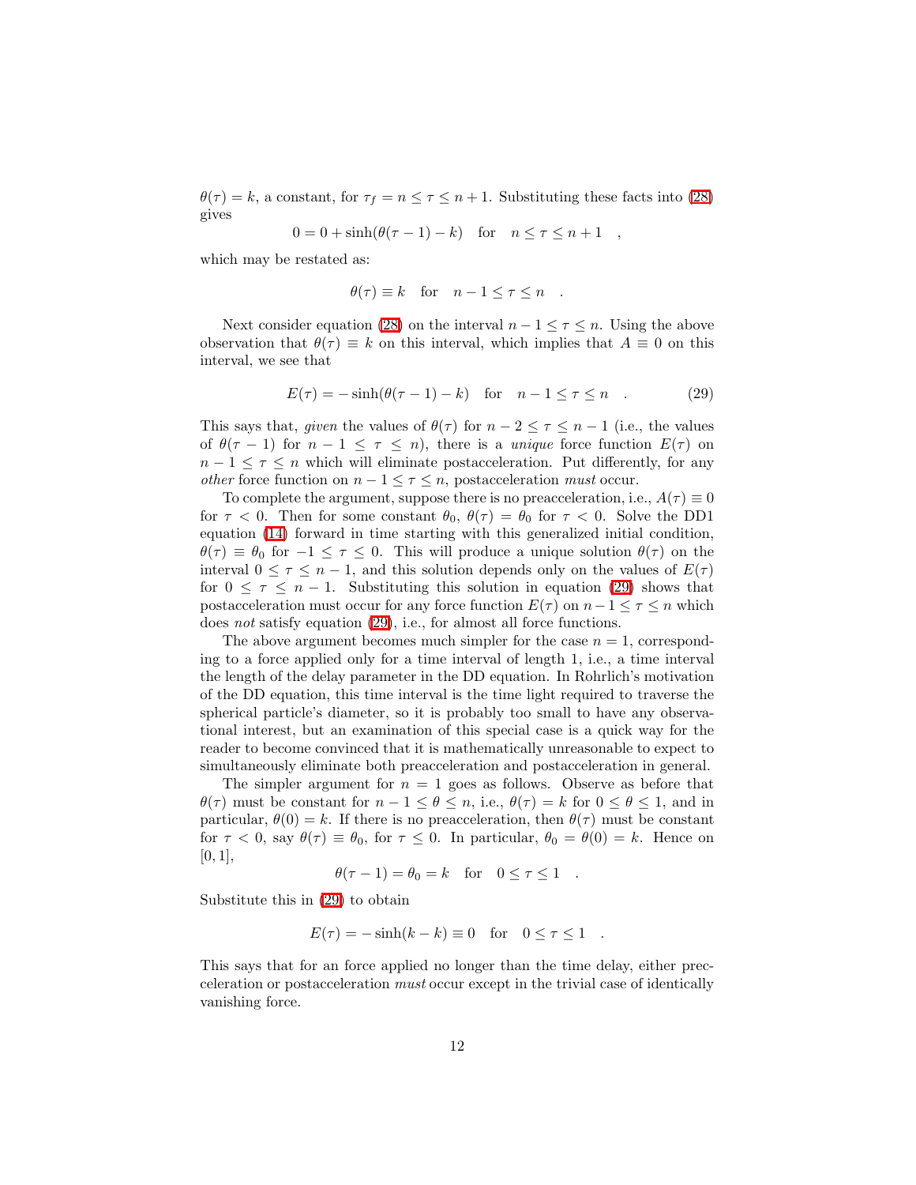$\theta(\tau) = k$, a constant, for $\tau_f = n \le \tau \le n+1$. Substituting these facts into (28) gives

$$0 = 0 + \sinh(\theta(\tau - 1) - k) \quad \text{for} \quad n \le \tau \le n+1 \quad ,$$

which may be restated as:

$$\theta(\tau) \equiv k \quad \text{for} \quad n-1 \le \tau \le n \quad .$$

Next consider equation (28) on the interval $n-1 \le \tau \le n$. Using the above observation that $\theta(\tau) \equiv k$ on this interval, which implies that $A \equiv 0$ on this interval, we see that

$$E(\tau) = -\sinh(\theta(\tau - 1) - k) \quad \text{for} \quad n-1 \le \tau \le n \quad . \tag{29}$$

This says that, *given* the values of $\theta(\tau)$ for $n-2 \le \tau \le n-1$ (i.e., the values of $\theta(\tau - 1)$ for $n-1 \le \tau \le n$), there is a *unique* force function $E(\tau)$ on $n-1 \le \tau \le n$ which will eliminate postacceleration. Put differently, for any *other* force function on $n-1 \le \tau \le n$, postacceleration *must* occur.

To complete the argument, suppose there is no preacceleration, i.e., $A(\tau) \equiv 0$ for $\tau < 0$. Then for some constant $\theta_0$, $\theta(\tau) = \theta_0$ for $\tau < 0$. Solve the DD1 equation (14) forward in time starting with this generalized initial condition, $\theta(\tau) \equiv \theta_0$ for $-1 \le \tau \le 0$. This will produce a unique solution $\theta(\tau)$ on the interval $0 \le \tau \le n-1$, and this solution depends only on the values of $E(\tau)$ for $0 \le \tau \le n-1$. Substituting this solution in equation (29) shows that postacceleration must occur for any force function $E(\tau)$ on $n-1 \le \tau \le n$ which does *not* satisfy equation (29), i.e., for almost all force functions.

The above argument becomes much simpler for the case $n = 1$, corresponding to a force applied only for a time interval of length 1, i.e., a time interval the length of the delay parameter in the DD equation. In Rohrlich's motivation of the DD equation, this time interval is the time light required to traverse the spherical particle's diameter, so it is probably too small to have any observational interest, but an examination of this special case is a quick way for the reader to become convinced that it is mathematically unreasonable to expect to simultaneously eliminate both preacceleration and postacceleration in general.

The simpler argument for $n = 1$ goes as follows. Observe as before that $\theta(\tau)$ must be constant for $n-1 \le \theta \le n$, i.e., $\theta(\tau) = k$ for $0 \le \theta \le 1$, and in particular, $\theta(0) = k$. If there is no preacceleration, then $\theta(\tau)$ must be constant for $\tau < 0$, say $\theta(\tau) \equiv \theta_0$, for $\tau \le 0$. In particular, $\theta_0 = \theta(0) = k$. Hence on $[0, 1]$,

$$\theta(\tau - 1) = \theta_0 = k \quad \text{for} \quad 0 \le \tau \le 1 \quad .$$

Substitute this in (29) to obtain

$$E(\tau) = -\sinh(k - k) \equiv 0 \quad \text{for} \quad 0 \le \tau \le 1 \quad .$$

This says that for an force applied no longer than the time delay, either precceleration or postacceleration *must* occur except in the trivial case of identically vanishing force.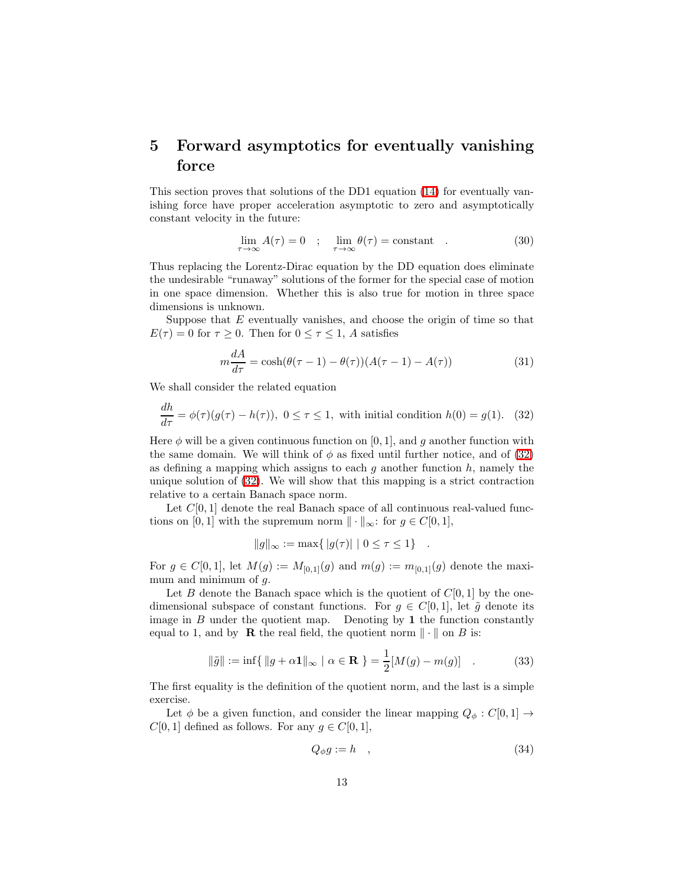## 5 Forward asymptotics for eventually vanishing force

This section proves that solutions of the DD1 equation (14) for eventually vanishing force have proper acceleration asymptotic to zero and asymptotically constant velocity in the future:

$$\lim_{\tau \to \infty} A(\tau) = 0 \quad ; \quad \lim_{\tau \to \infty} \theta(\tau) = \text{constant} \quad . \tag{30}$$

Thus replacing the Lorentz-Dirac equation by the DD equation does eliminate the undesirable "runaway" solutions of the former for the special case of motion in one space dimension. Whether this is also true for motion in three space dimensions is unknown.

Suppose that $E$ eventually vanishes, and choose the origin of time so that $E(\tau) = 0$ for $\tau \geq 0$. Then for $0 \leq \tau \leq 1$, $A$ satisfies

$$m \frac{dA}{d\tau} = \cosh(\theta(\tau - 1) - \theta(\tau))(A(\tau - 1) - A(\tau)) \tag{31}$$

We shall consider the related equation

$$\frac{dh}{d\tau} = \phi(\tau)(g(\tau) - h(\tau)), \; 0 \leq \tau \leq 1, \text{ with initial condition } h(0) = g(1). \tag{32}$$

Here $\phi$ will be a given continuous function on $[0, 1]$, and $g$ another function with the same domain. We will think of $\phi$ as fixed until further notice, and of (32) as defining a mapping which assigns to each $g$ another function $h$, namely the unique solution of (32). We will show that this mapping is a strict contraction relative to a certain Banach space norm.

Let $C[0, 1]$ denote the real Banach space of all continuous real-valued functions on $[0, 1]$ with the supremum norm $\| \cdot \|_\infty$: for $g \in C[0, 1]$,

$$\|g\|_\infty := \max\{ \, |g(\tau)| \mid 0 \leq \tau \leq 1 \} \quad .$$

For $g \in C[0, 1]$, let $M(g) := M_{[0,1]}(g)$ and $m(g) := m_{[0,1]}(g)$ denote the maximum and minimum of $g$.

Let $B$ denote the Banach space which is the quotient of $C[0, 1]$ by the one-dimensional subspace of constant functions. For $g \in C[0, 1]$, let $\tilde{g}$ denote its image in $B$ under the quotient map. Denoting by $\mathbf{1}$ the function constantly equal to 1, and by $\mathbf{R}$ the real field, the quotient norm $\| \cdot \|$ on $B$ is:

$$\|\tilde{g}\| := \inf\{ \, \|g + \alpha \mathbf{1}\|_\infty \mid \alpha \in \mathbf{R} \, \} = \frac{1}{2}[M(g) - m(g)] \quad . \tag{33}$$

The first equality is the definition of the quotient norm, and the last is a simple exercise.

Let $\phi$ be a given function, and consider the linear mapping $Q_\phi : C[0, 1] \to C[0, 1]$ defined as follows. For any $g \in C[0, 1]$,

$$Q_\phi g := h \quad , \tag{34}$$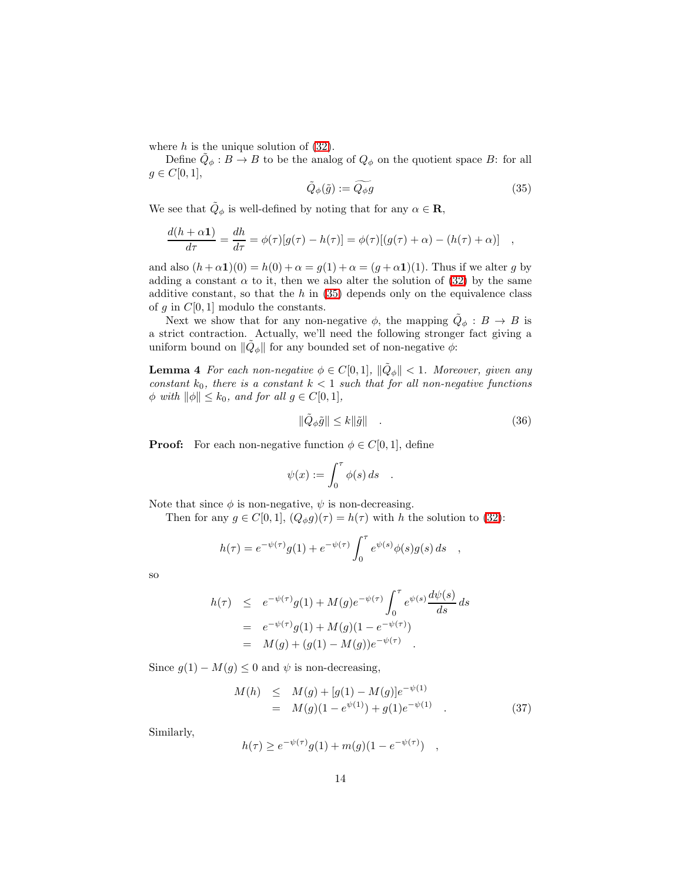where $h$ is the unique solution of (32).

Define $\tilde{Q}_\phi : B \to B$ to be the analog of $Q_\phi$ on the quotient space $B$: for all $g \in C[0,1]$,

$$\tilde{Q}_\phi(\tilde{g}) := \widetilde{Q_\phi g} \tag{35}$$

We see that $\tilde{Q}_\phi$ is well-defined by noting that for any $\alpha \in \mathbf{R}$,

$$\frac{d(h + \alpha \mathbf{1})}{d\tau} = \frac{dh}{d\tau} = \phi(\tau)[g(\tau) - h(\tau)] = \phi(\tau)[(g(\tau) + \alpha) - (h(\tau) + \alpha)] \quad ,$$

and also $(h + \alpha\mathbf{1})(0) = h(0) + \alpha = g(1) + \alpha = (g + \alpha\mathbf{1})(1)$. Thus if we alter $g$ by adding a constant $\alpha$ to it, then we also alter the solution of (32) by the same additive constant, so that the $h$ in (35) depends only on the equivalence class of $g$ in $C[0,1]$ modulo the constants.

Next we show that for any non-negative $\phi$, the mapping $\tilde{Q}_\phi : B \to B$ is a strict contraction. Actually, we'll need the following stronger fact giving a uniform bound on $\|\tilde{Q}_\phi\|$ for any bounded set of non-negative $\phi$:

**Lemma 4** *For each non-negative $\phi \in C[0,1]$, $\|\tilde{Q}_\phi\| < 1$. Moreover, given any constant $k_0$, there is a constant $k < 1$ such that for all non-negative functions $\phi$ with $\|\phi\| \le k_0$, and for all $g \in C[0,1]$,*

$$\|\tilde{Q}_\phi \tilde{g}\| \le k \|\tilde{g}\| \quad . \tag{36}$$

**Proof:** For each non-negative function $\phi \in C[0,1]$, define

$$\psi(x) := \int_0^\tau \phi(s)\, ds \quad .$$

Note that since $\phi$ is non-negative, $\psi$ is non-decreasing.

Then for any $g \in C[0,1]$, $(Q_\phi g)(\tau) = h(\tau)$ with $h$ the solution to (32):

$$h(\tau) = e^{-\psi(\tau)} g(1) + e^{-\psi(\tau)} \int_0^\tau e^{\psi(s)} \phi(s) g(s)\, ds \quad ,$$

so

$$\begin{aligned}
h(\tau) &\le e^{-\psi(\tau)} g(1) + M(g) e^{-\psi(\tau)} \int_0^\tau e^{\psi(s)} \frac{d\psi(s)}{ds}\, ds \\
&= e^{-\psi(\tau)} g(1) + M(g)(1 - e^{-\psi(\tau)}) \\
&= M(g) + (g(1) - M(g)) e^{-\psi(\tau)} \quad .
\end{aligned}$$

Since $g(1) - M(g) \le 0$ and $\psi$ is non-decreasing,

$$\begin{aligned}
M(h) &\le M(g) + [g(1) - M(g)] e^{-\psi(1)} \\
&= M(g)(1 - e^{\psi(1)}) + g(1) e^{-\psi(1)} \quad .
\end{aligned} \tag{37}$$

Similarly,

$$h(\tau) \ge e^{-\psi(\tau)} g(1) + m(g)(1 - e^{-\psi(\tau)}) \quad ,$$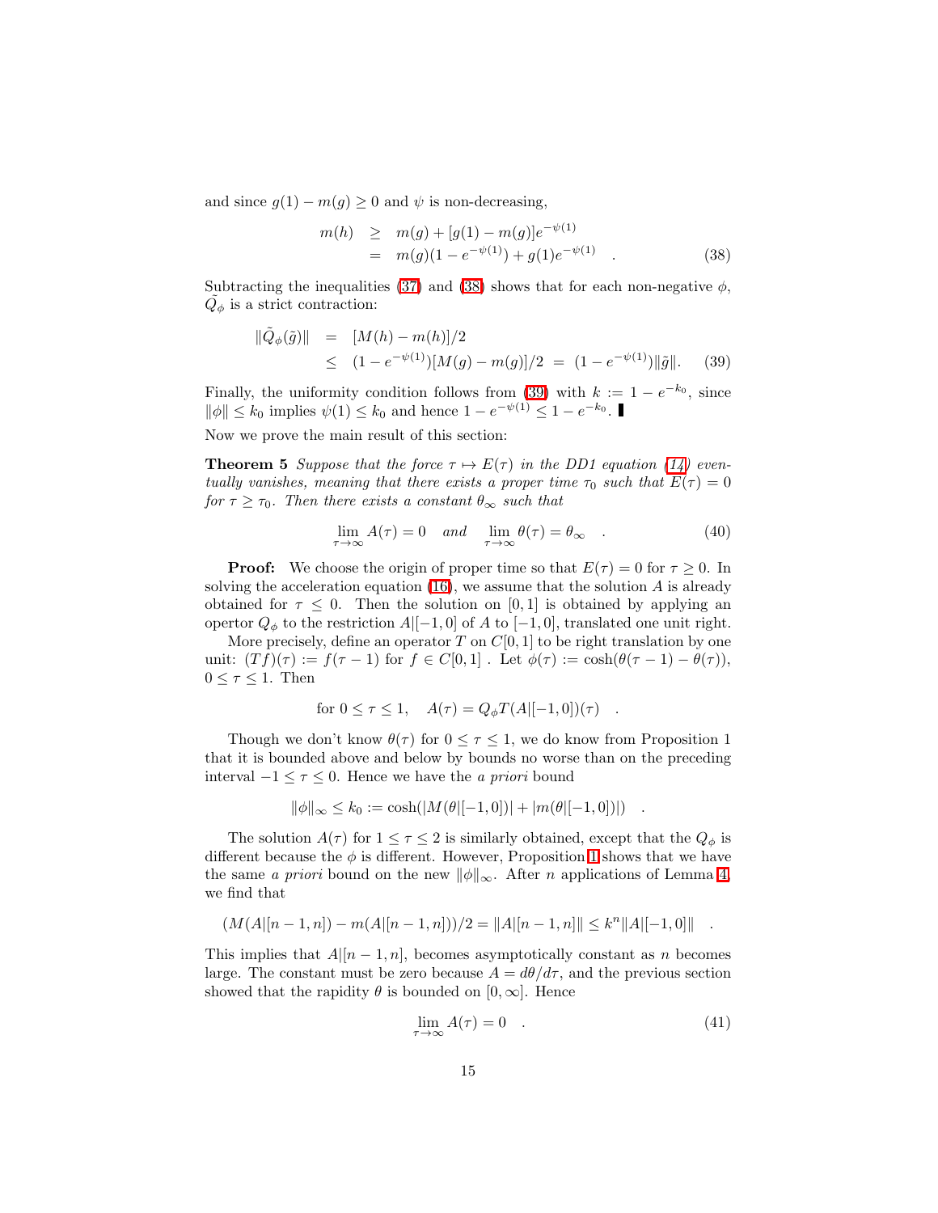and since $g(1) - m(g) \geq 0$ and $\psi$ is non-decreasing,

$$
\begin{aligned}
m(h) &\geq m(g) + [g(1) - m(g)]e^{-\psi(1)} \\
&= m(g)(1 - e^{-\psi(1)}) + g(1)e^{-\psi(1)} \quad .
\end{aligned}
\tag{38}
$$

Subtracting the inequalities (37) and (38) shows that for each non-negative $\phi$, $\tilde{Q}_\phi$ is a strict contraction:

$$
\begin{aligned}
\|\tilde{Q}_\phi(\tilde{g})\| &= [M(h) - m(h)]/2 \\
&\leq (1 - e^{-\psi(1)})[M(g) - m(g)]/2 \;=\; (1 - e^{-\psi(1)})\|\tilde{g}\|.
\end{aligned}
\tag{39}
$$

Finally, the uniformity condition follows from (39) with $k := 1 - e^{-k_0}$, since $\|\phi\| \leq k_0$ implies $\psi(1) \leq k_0$ and hence $1 - e^{-\psi(1)} \leq 1 - e^{-k_0}$. ∎

Now we prove the main result of this section:

**Theorem 5** *Suppose that the force $\tau \mapsto E(\tau)$ in the DD1 equation (14) eventually vanishes, meaning that there exists a proper time $\tau_0$ such that $E(\tau) = 0$ for $\tau \geq \tau_0$. Then there exists a constant $\theta_\infty$ such that*

$$
\lim_{\tau \to \infty} A(\tau) = 0 \quad \textit{and} \quad \lim_{\tau \to \infty} \theta(\tau) = \theta_\infty \quad . \tag{40}
$$

**Proof:** We choose the origin of proper time so that $E(\tau) = 0$ for $\tau \geq 0$. In solving the acceleration equation (16), we assume that the solution $A$ is already obtained for $\tau \leq 0$. Then the solution on $[0, 1]$ is obtained by applying an opertor $Q_\phi$ to the restriction $A|[-1, 0]$ of $A$ to $[-1, 0]$, translated one unit right.

More precisely, define an operator $T$ on $C[0, 1]$ to be right translation by one unit: $(Tf)(\tau) := f(\tau - 1)$ for $f \in C[0, 1]$ . Let $\phi(\tau) := \cosh(\theta(\tau - 1) - \theta(\tau))$, $0 \leq \tau \leq 1$. Then

$$
\text{for } 0 \leq \tau \leq 1, \quad A(\tau) = Q_\phi T(A|[-1, 0])(\tau) \quad .
$$

Though we don't know $\theta(\tau)$ for $0 \leq \tau \leq 1$, we do know from Proposition 1 that it is bounded above and below by bounds no worse than on the preceding interval $-1 \leq \tau \leq 0$. Hence we have the *a priori* bound

$$
\|\phi\|_\infty \leq k_0 := \cosh(|M(\theta|[-1, 0])| + |m(\theta|[-1, 0])|) \quad .
$$

The solution $A(\tau)$ for $1 \leq \tau \leq 2$ is similarly obtained, except that the $Q_\phi$ is different because the $\phi$ is different. However, Proposition 1 shows that we have the same *a priori* bound on the new $\|\phi\|_\infty$. After $n$ applications of Lemma 4, we find that

$$
(M(A|[n-1, n]) - m(A|[n-1, n]))/2 = \|A|[n-1, n]\| \leq k^n \|A|[-1, 0]\| \quad .
$$

This implies that $A|[n-1, n]$, becomes asymptotically constant as $n$ becomes large. The constant must be zero because $A = d\theta/d\tau$, and the previous section showed that the rapidity $\theta$ is bounded on $[0, \infty]$. Hence

$$
\lim_{\tau \to \infty} A(\tau) = 0 \quad . \tag{41}
$$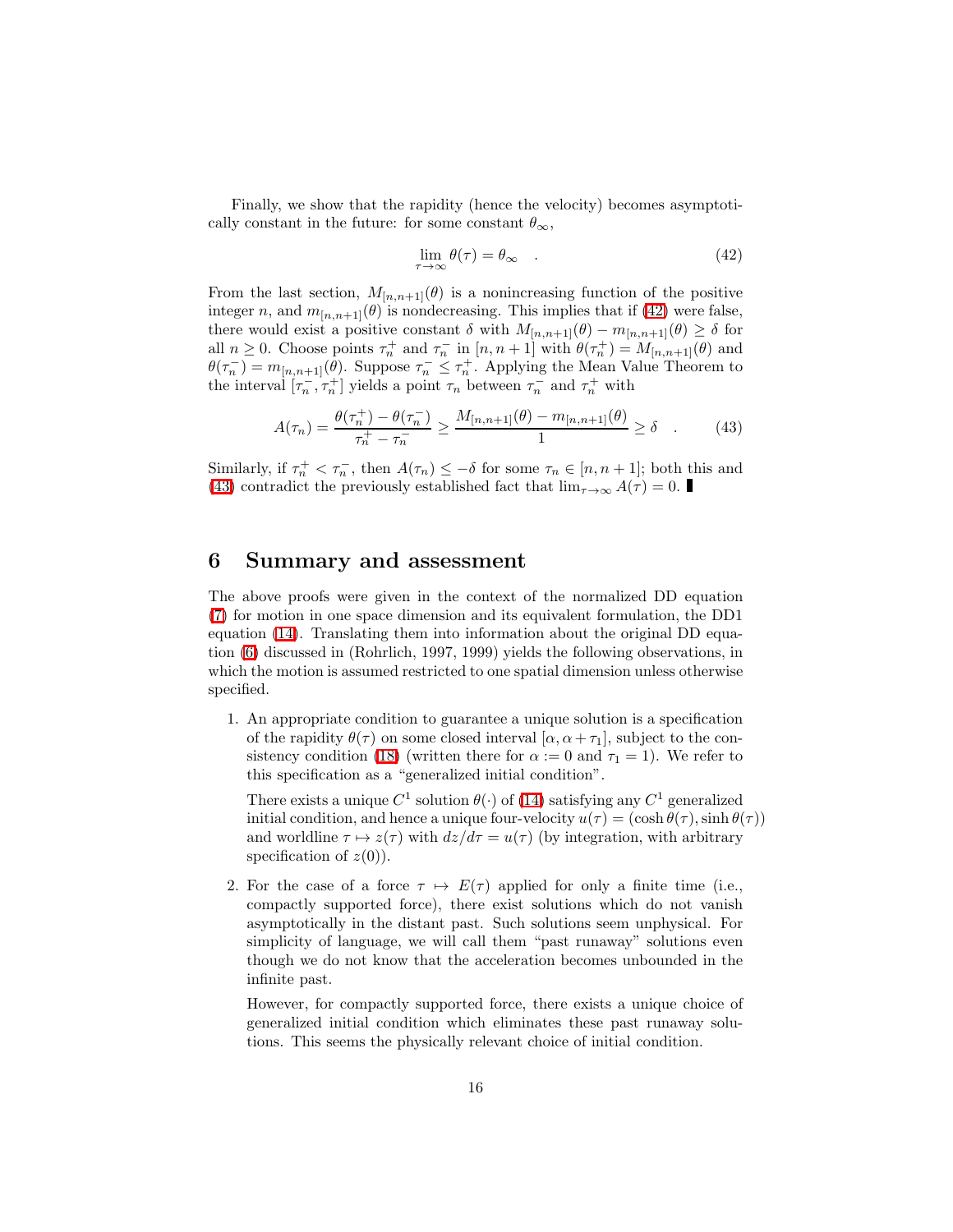Finally, we show that the rapidity (hence the velocity) becomes asymptotically constant in the future: for some constant $\theta_\infty$,

$$\lim_{\tau\to\infty} \theta(\tau) = \theta_\infty \quad . \tag{42}$$

From the last section, $M_{[n,n+1]}(\theta)$ is a nonincreasing function of the positive integer $n$, and $m_{[n,n+1]}(\theta)$ is nondecreasing. This implies that if (42) were false, there would exist a positive constant $\delta$ with $M_{[n,n+1]}(\theta) - m_{[n,n+1]}(\theta) \geq \delta$ for all $n \geq 0$. Choose points $\tau_n^+$ and $\tau_n^-$ in $[n, n+1]$ with $\theta(\tau_n^+) = M_{[n,n+1]}(\theta)$ and $\theta(\tau_n^-) = m_{[n,n+1]}(\theta)$. Suppose $\tau_n^- \leq \tau_n^+$. Applying the Mean Value Theorem to the interval $[\tau_n^-, \tau_n^+]$ yields a point $\tau_n$ between $\tau_n^-$ and $\tau_n^+$ with

$$A(\tau_n) = \frac{\theta(\tau_n^+) - \theta(\tau_n^-)}{\tau_n^+ - \tau_n^-} \geq \frac{M_{[n,n+1]}(\theta) - m_{[n,n+1]}(\theta)}{1} \geq \delta \quad . \tag{43}$$

Similarly, if $\tau_n^+ < \tau_n^-$, then $A(\tau_n) \leq -\delta$ for some $\tau_n \in [n, n+1]$; both this and (43) contradict the previously established fact that $\lim_{\tau\to\infty} A(\tau) = 0$. ∎

## 6 Summary and assessment

The above proofs were given in the context of the normalized DD equation (7) for motion in one space dimension and its equivalent formulation, the DD1 equation (14). Translating them into information about the original DD equation (6) discussed in (Rohrlich, 1997, 1999) yields the following observations, in which the motion is assumed restricted to one spatial dimension unless otherwise specified.

1. An appropriate condition to guarantee a unique solution is a specification of the rapidity $\theta(\tau)$ on some closed interval $[\alpha, \alpha + \tau_1]$, subject to the consistency condition (18) (written there for $\alpha := 0$ and $\tau_1 = 1$). We refer to this specification as a "generalized initial condition".

   There exists a unique $C^1$ solution $\theta(\cdot)$ of (14) satisfying any $C^1$ generalized initial condition, and hence a unique four-velocity $u(\tau) = (\cosh\theta(\tau), \sinh\theta(\tau))$ and worldline $\tau \mapsto z(\tau)$ with $dz/d\tau = u(\tau)$ (by integration, with arbitrary specification of $z(0)$).

2. For the case of a force $\tau \mapsto E(\tau)$ applied for only a finite time (i.e., compactly supported force), there exist solutions which do not vanish asymptotically in the distant past. Such solutions seem unphysical. For simplicity of language, we will call them "past runaway" solutions even though we do not know that the acceleration becomes unbounded in the infinite past.

   However, for compactly supported force, there exists a unique choice of generalized initial condition which eliminates these past runaway solutions. This seems the physically relevant choice of initial condition.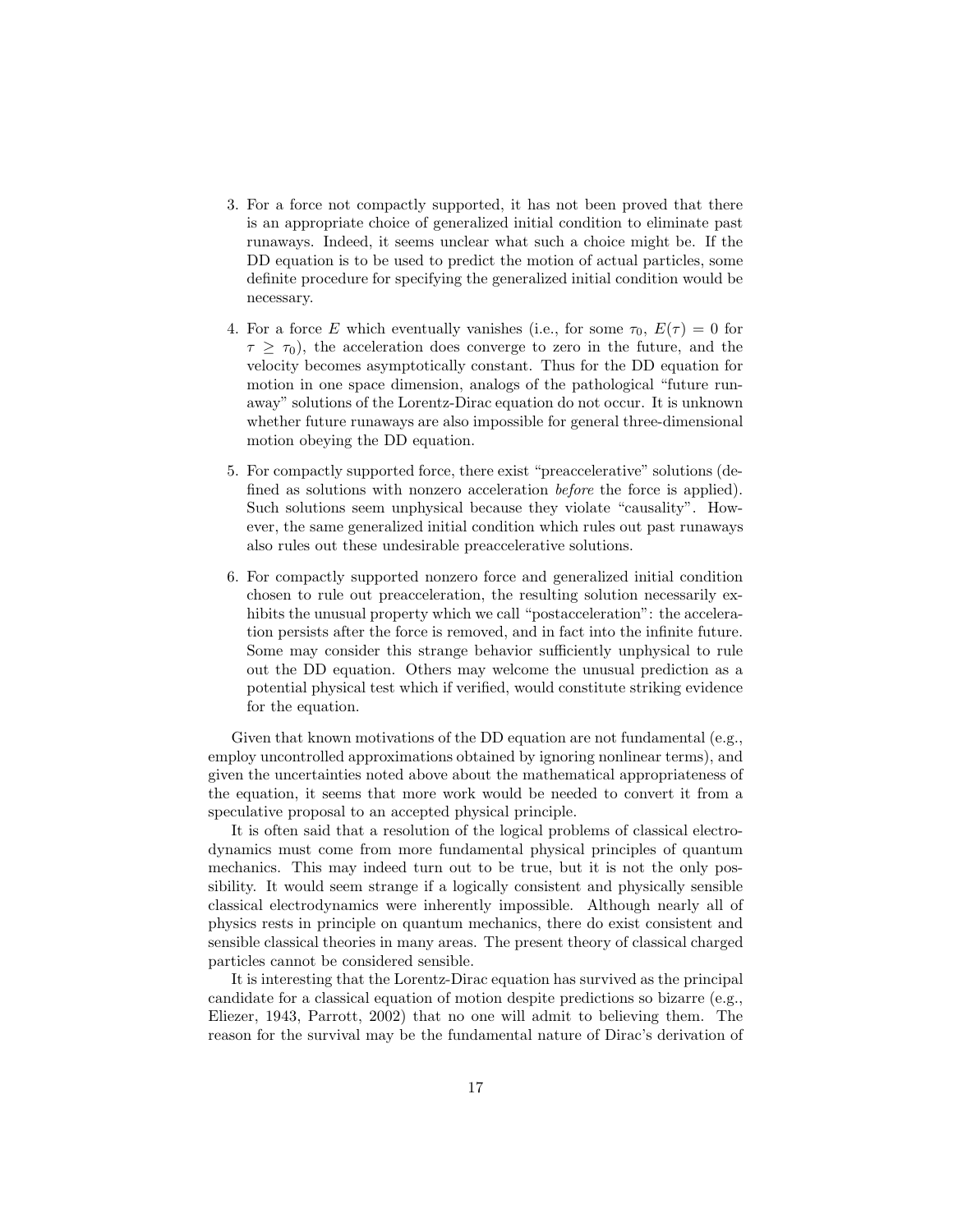3. For a force not compactly supported, it has not been proved that there is an appropriate choice of generalized initial condition to eliminate past runaways. Indeed, it seems unclear what such a choice might be. If the DD equation is to be used to predict the motion of actual particles, some definite procedure for specifying the generalized initial condition would be necessary.

4. For a force $E$ which eventually vanishes (i.e., for some $\tau_0$, $E(\tau) = 0$ for $\tau \geq \tau_0$), the acceleration does converge to zero in the future, and the velocity becomes asymptotically constant. Thus for the DD equation for motion in one space dimension, analogs of the pathological "future runaway" solutions of the Lorentz-Dirac equation do not occur. It is unknown whether future runaways are also impossible for general three-dimensional motion obeying the DD equation.

5. For compactly supported force, there exist "preaccelerative" solutions (defined as solutions with nonzero acceleration *before* the force is applied). Such solutions seem unphysical because they violate "causality". However, the same generalized initial condition which rules out past runaways also rules out these undesirable preaccelerative solutions.

6. For compactly supported nonzero force and generalized initial condition chosen to rule out preacceleration, the resulting solution necessarily exhibits the unusual property which we call "postacceleration": the acceleration persists after the force is removed, and in fact into the infinite future. Some may consider this strange behavior sufficiently unphysical to rule out the DD equation. Others may welcome the unusual prediction as a potential physical test which if verified, would constitute striking evidence for the equation.

Given that known motivations of the DD equation are not fundamental (e.g., employ uncontrolled approximations obtained by ignoring nonlinear terms), and given the uncertainties noted above about the mathematical appropriateness of the equation, it seems that more work would be needed to convert it from a speculative proposal to an accepted physical principle.

It is often said that a resolution of the logical problems of classical electrodynamics must come from more fundamental physical principles of quantum mechanics. This may indeed turn out to be true, but it is not the only possibility. It would seem strange if a logically consistent and physically sensible classical electrodynamics were inherently impossible. Although nearly all of physics rests in principle on quantum mechanics, there do exist consistent and sensible classical theories in many areas. The present theory of classical charged particles cannot be considered sensible.

It is interesting that the Lorentz-Dirac equation has survived as the principal candidate for a classical equation of motion despite predictions so bizarre (e.g., Eliezer, 1943, Parrott, 2002) that no one will admit to believing them. The reason for the survival may be the fundamental nature of Dirac's derivation of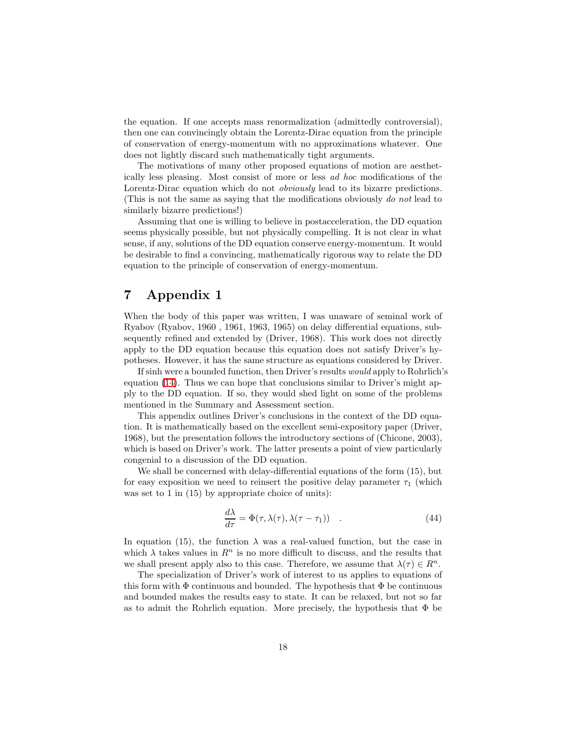the equation. If one accepts mass renormalization (admittedly controversial), then one can convincingly obtain the Lorentz-Dirac equation from the principle of conservation of energy-momentum with no approximations whatever. One does not lightly discard such mathematically tight arguments.

The motivations of many other proposed equations of motion are aesthetically less pleasing. Most consist of more or less *ad hoc* modifications of the Lorentz-Dirac equation which do not *obviously* lead to its bizarre predictions. (This is not the same as saying that the modifications obviously *do not* lead to similarly bizarre predictions!)

Assuming that one is willing to believe in postacceleration, the DD equation seems physically possible, but not physically compelling. It is not clear in what sense, if any, solutions of the DD equation conserve energy-momentum. It would be desirable to find a convincing, mathematically rigorous way to relate the DD equation to the principle of conservation of energy-momentum.

# 7 Appendix 1

When the body of this paper was written, I was unaware of seminal work of Ryabov (Ryabov, 1960 , 1961, 1963, 1965) on delay differential equations, subsequently refined and extended by (Driver, 1968). This work does not directly apply to the DD equation because this equation does not satisfy Driver's hypotheses. However, it has the same structure as equations considered by Driver.

If sinh were a bounded function, then Driver's results *would* apply to Rohrlich's equation (14). Thus we can hope that conclusions similar to Driver's might apply to the DD equation. If so, they would shed light on some of the problems mentioned in the Summary and Assessment section.

This appendix outlines Driver's conclusions in the context of the DD equation. It is mathematically based on the excellent semi-expository paper (Driver, 1968), but the presentation follows the introductory sections of (Chicone, 2003), which is based on Driver's work. The latter presents a point of view particularly congenial to a discussion of the DD equation.

We shall be concerned with delay-differential equations of the form (15), but for easy exposition we need to reinsert the positive delay parameter $\tau_1$ (which was set to 1 in (15) by appropriate choice of units):

$$\frac{d\lambda}{d\tau} = \Phi(\tau, \lambda(\tau), \lambda(\tau - \tau_1)) \quad . \tag{44}$$

In equation (15), the function $\lambda$ was a real-valued function, but the case in which $\lambda$ takes values in $R^n$ is no more difficult to discuss, and the results that we shall present apply also to this case. Therefore, we assume that $\lambda(\tau) \in R^n$.

The specialization of Driver's work of interest to us applies to equations of this form with $\Phi$ continuous and bounded. The hypothesis that $\Phi$ be continuous and bounded makes the results easy to state. It can be relaxed, but not so far as to admit the Rohrlich equation. More precisely, the hypothesis that $\Phi$ be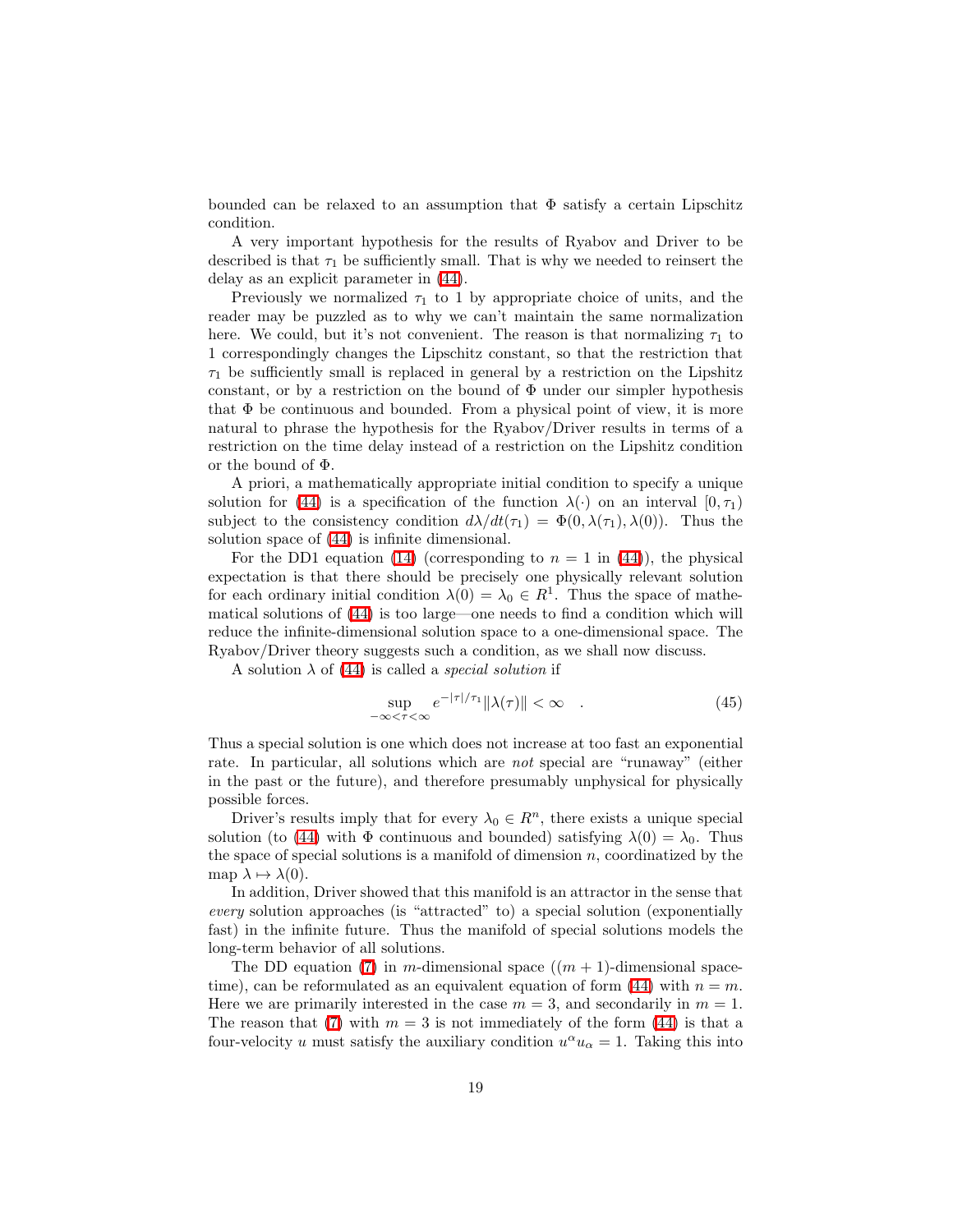bounded can be relaxed to an assumption that $\Phi$ satisfy a certain Lipschitz condition.

A very important hypothesis for the results of Ryabov and Driver to be described is that $\tau_1$ be sufficiently small. That is why we needed to reinsert the delay as an explicit parameter in (44).

Previously we normalized $\tau_1$ to 1 by appropriate choice of units, and the reader may be puzzled as to why we can't maintain the same normalization here. We could, but it's not convenient. The reason is that normalizing $\tau_1$ to 1 correspondingly changes the Lipschitz constant, so that the restriction that $\tau_1$ be sufficiently small is replaced in general by a restriction on the Lipshitz constant, or by a restriction on the bound of $\Phi$ under our simpler hypothesis that $\Phi$ be continuous and bounded. From a physical point of view, it is more natural to phrase the hypothesis for the Ryabov/Driver results in terms of a restriction on the time delay instead of a restriction on the Lipshitz condition or the bound of $\Phi$.

A priori, a mathematically appropriate initial condition to specify a unique solution for (44) is a specification of the function $\lambda(\cdot)$ on an interval $[0, \tau_1)$ subject to the consistency condition $d\lambda/dt(\tau_1) = \Phi(0, \lambda(\tau_1), \lambda(0))$. Thus the solution space of (44) is infinite dimensional.

For the DD1 equation (14) (corresponding to $n = 1$ in (44)), the physical expectation is that there should be precisely one physically relevant solution for each ordinary initial condition $\lambda(0) = \lambda_0 \in R^1$. Thus the space of mathematical solutions of (44) is too large—one needs to find a condition which will reduce the infinite-dimensional solution space to a one-dimensional space. The Ryabov/Driver theory suggests such a condition, as we shall now discuss.

A solution $\lambda$ of (44) is called a *special solution* if

$$\sup_{-\infty<\tau<\infty} e^{-|\tau|/\tau_1} \|\lambda(\tau)\| < \infty \quad . \tag{45}$$

Thus a special solution is one which does not increase at too fast an exponential rate. In particular, all solutions which are *not* special are "runaway" (either in the past or the future), and therefore presumably unphysical for physically possible forces.

Driver's results imply that for every $\lambda_0 \in R^n$, there exists a unique special solution (to (44) with $\Phi$ continuous and bounded) satisfying $\lambda(0) = \lambda_0$. Thus the space of special solutions is a manifold of dimension $n$, coordinatized by the map $\lambda \mapsto \lambda(0)$.

In addition, Driver showed that this manifold is an attractor in the sense that *every* solution approaches (is "attracted" to) a special solution (exponentially fast) in the infinite future. Thus the manifold of special solutions models the long-term behavior of all solutions.

The DD equation (7) in $m$-dimensional space ($(m + 1)$-dimensional spacetime), can be reformulated as an equivalent equation of form (44) with $n = m$. Here we are primarily interested in the case $m = 3$, and secondarily in $m = 1$. The reason that (7) with $m = 3$ is not immediately of the form (44) is that a four-velocity $u$ must satisfy the auxiliary condition $u^\alpha u_\alpha = 1$. Taking this into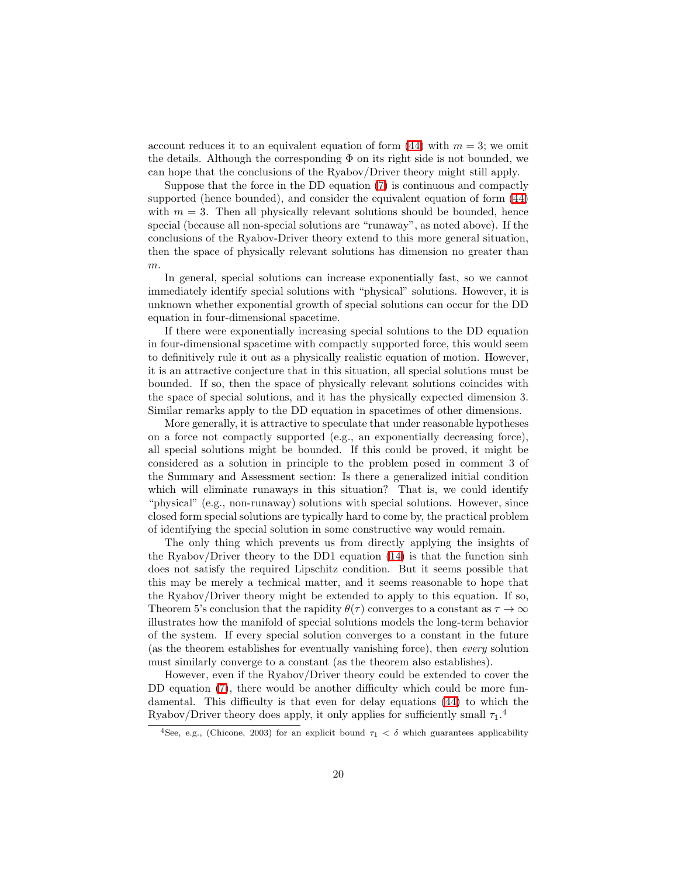account reduces it to an equivalent equation of form (44) with $m = 3$; we omit the details. Although the corresponding $\Phi$ on its right side is not bounded, we can hope that the conclusions of the Ryabov/Driver theory might still apply.

Suppose that the force in the DD equation (7) is continuous and compactly supported (hence bounded), and consider the equivalent equation of form (44) with $m = 3$. Then all physically relevant solutions should be bounded, hence special (because all non-special solutions are "runaway", as noted above). If the conclusions of the Ryabov-Driver theory extend to this more general situation, then the space of physically relevant solutions has dimension no greater than $m$.

In general, special solutions can increase exponentially fast, so we cannot immediately identify special solutions with "physical" solutions. However, it is unknown whether exponential growth of special solutions can occur for the DD equation in four-dimensional spacetime.

If there were exponentially increasing special solutions to the DD equation in four-dimensional spacetime with compactly supported force, this would seem to definitively rule it out as a physically realistic equation of motion. However, it is an attractive conjecture that in this situation, all special solutions must be bounded. If so, then the space of physically relevant solutions coincides with the space of special solutions, and it has the physically expected dimension 3. Similar remarks apply to the DD equation in spacetimes of other dimensions.

More generally, it is attractive to speculate that under reasonable hypotheses on a force not compactly supported (e.g., an exponentially decreasing force), all special solutions might be bounded. If this could be proved, it might be considered as a solution in principle to the problem posed in comment 3 of the Summary and Assessment section: Is there a generalized initial condition which will eliminate runaways in this situation? That is, we could identify "physical" (e.g., non-runaway) solutions with special solutions. However, since closed form special solutions are typically hard to come by, the practical problem of identifying the special solution in some constructive way would remain.

The only thing which prevents us from directly applying the insights of the Ryabov/Driver theory to the DD1 equation (14) is that the function sinh does not satisfy the required Lipschitz condition. But it seems possible that this may be merely a technical matter, and it seems reasonable to hope that the Ryabov/Driver theory might be extended to apply to this equation. If so, Theorem 5's conclusion that the rapidity $\theta(\tau)$ converges to a constant as $\tau \to \infty$ illustrates how the manifold of special solutions models the long-term behavior of the system. If every special solution converges to a constant in the future (as the theorem establishes for eventually vanishing force), then *every* solution must similarly converge to a constant (as the theorem also establishes).

However, even if the Ryabov/Driver theory could be extended to cover the DD equation (7), there would be another difficulty which could be more fundamental. This difficulty is that even for delay equations (44) to which the Ryabov/Driver theory does apply, it only applies for sufficiently small $\tau_1$.[4]

---

[4]See, e.g., (Chicone, 2003) for an explicit bound $\tau_1 < \delta$ which guarantees applicability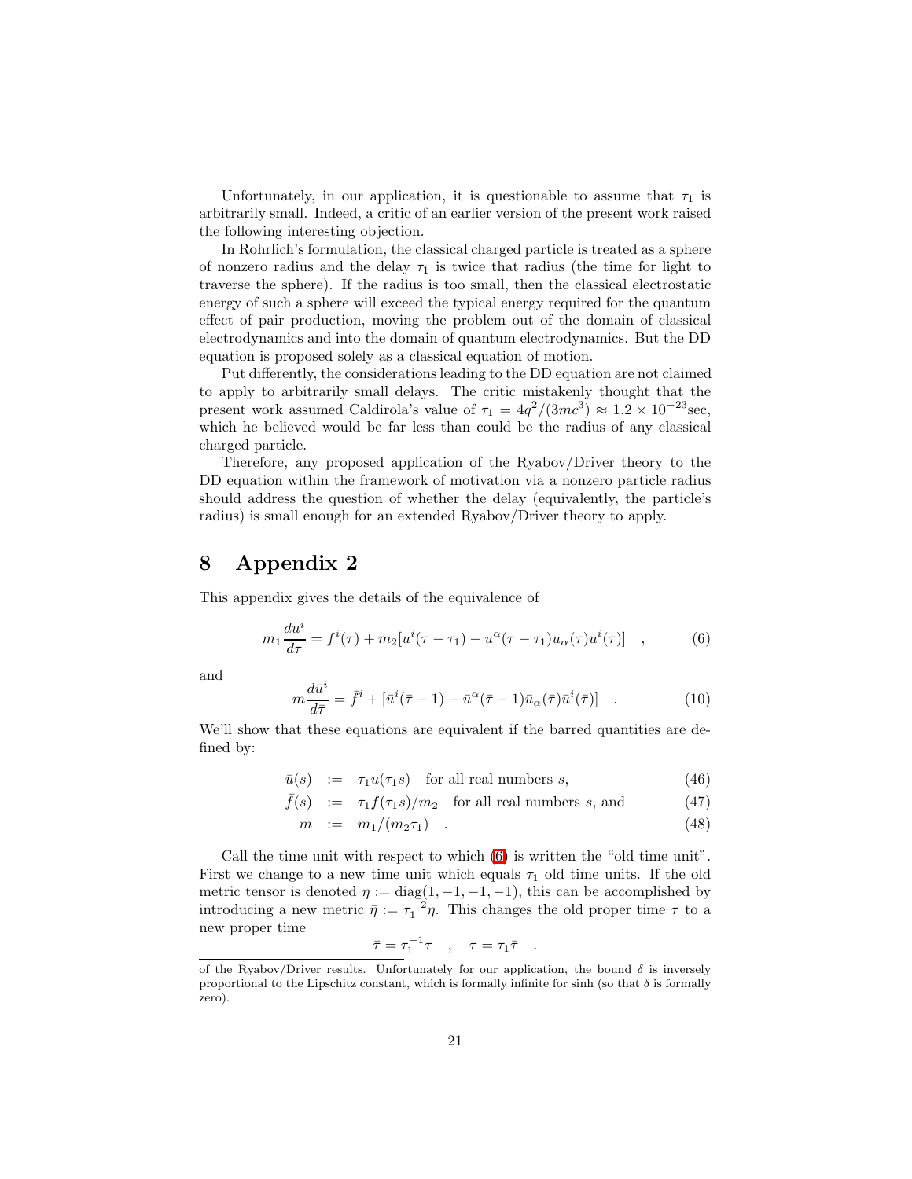Unfortunately, in our application, it is questionable to assume that $\tau_1$ is arbitrarily small. Indeed, a critic of an earlier version of the present work raised the following interesting objection.

In Rohrlich's formulation, the classical charged particle is treated as a sphere of nonzero radius and the delay $\tau_1$ is twice that radius (the time for light to traverse the sphere). If the radius is too small, then the classical electrostatic energy of such a sphere will exceed the typical energy required for the quantum effect of pair production, moving the problem out of the domain of classical electrodynamics and into the domain of quantum electrodynamics. But the DD equation is proposed solely as a classical equation of motion.

Put differently, the considerations leading to the DD equation are not claimed to apply to arbitrarily small delays. The critic mistakenly thought that the present work assumed Caldirola's value of $\tau_1 = 4q^2/(3mc^3) \approx 1.2 \times 10^{-23}$sec, which he believed would be far less than could be the radius of any classical charged particle.

Therefore, any proposed application of the Ryabov/Driver theory to the DD equation within the framework of motivation via a nonzero particle radius should address the question of whether the delay (equivalently, the particle's radius) is small enough for an extended Ryabov/Driver theory to apply.

# 8 Appendix 2

This appendix gives the details of the equivalence of

$$m_1 \frac{du^i}{d\tau} = f^i(\tau) + m_2[u^i(\tau - \tau_1) - u^\alpha(\tau - \tau_1)u_\alpha(\tau)u^i(\tau)] \quad , \tag{6}$$

and

$$m\frac{d\bar{u}^i}{d\bar{\tau}} = \bar{f}^i + [\bar{u}^i(\bar{\tau} - 1) - \bar{u}^\alpha(\bar{\tau} - 1)\bar{u}_\alpha(\bar{\tau})\bar{u}^i(\bar{\tau})] \quad . \tag{10}$$

We'll show that these equations are equivalent if the barred quantities are defined by:

$$\bar{u}(s) := \tau_1 u(\tau_1 s) \quad \text{for all real numbers } s, \tag{46}$$

$$\bar{f}(s) := \tau_1 f(\tau_1 s)/m_2 \quad \text{for all real numbers } s, \text{ and} \tag{47}$$

$$m := m_1/(m_2\tau_1) \quad . \tag{48}$$

Call the time unit with respect to which (6) is written the "old time unit". First we change to a new time unit which equals $\tau_1$ old time units. If the old metric tensor is denoted $\eta := \text{diag}(1, -1, -1, -1)$, this can be accomplished by introducing a new metric $\bar{\eta} := \tau_1^{-2}\eta$. This changes the old proper time $\tau$ to a new proper time

$$\bar{\tau} = \tau_1^{-1}\tau \quad , \quad \tau = \tau_1\bar{\tau} \quad .$$

---

of the Ryabov/Driver results. Unfortunately for our application, the bound $\delta$ is inversely proportional to the Lipschitz constant, which is formally infinite for sinh (so that $\delta$ is formally zero).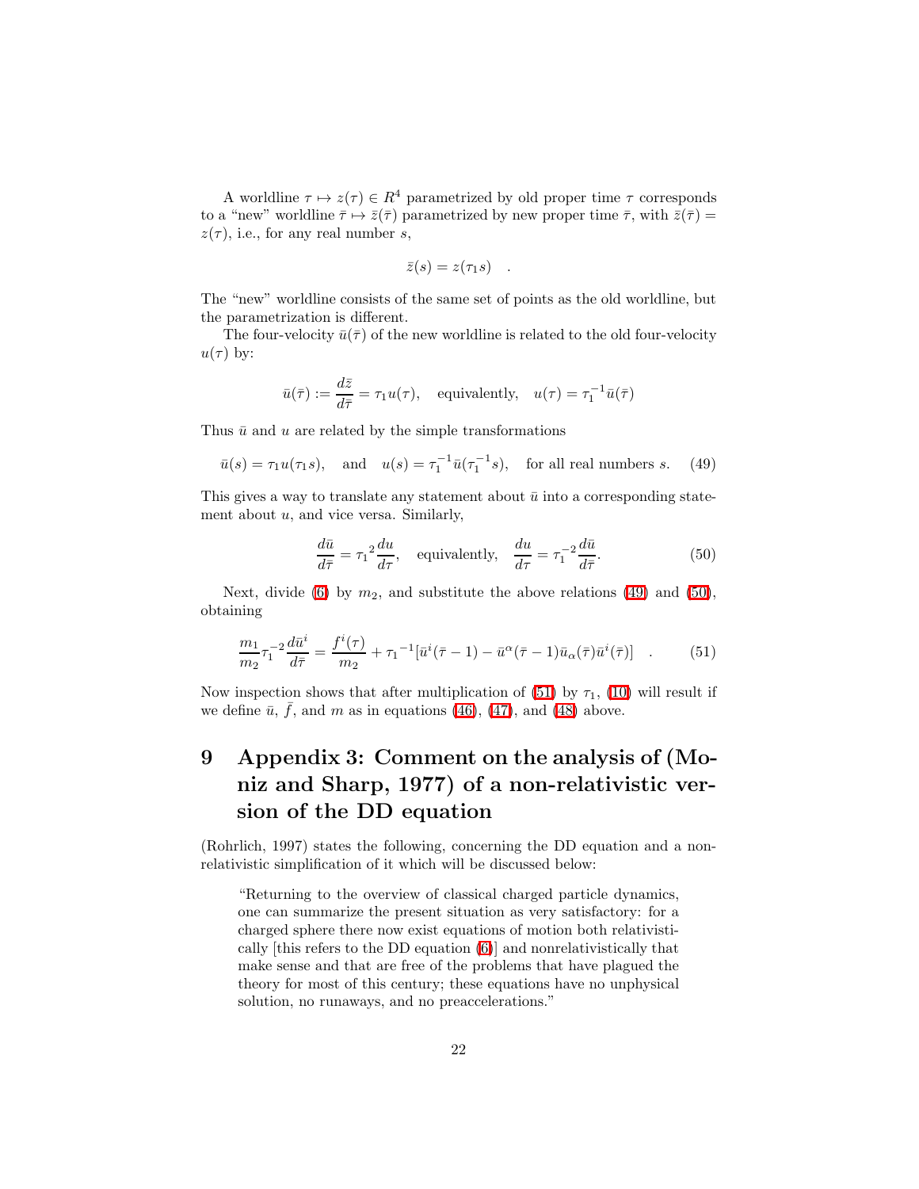A worldline $\tau \mapsto z(\tau) \in R^4$ parametrized by old proper time $\tau$ corresponds to a "new" worldline $\bar{\tau} \mapsto \bar{z}(\bar{\tau})$ parametrized by new proper time $\bar{\tau}$, with $\bar{z}(\bar{\tau}) = z(\tau)$, i.e., for any real number $s$,

$$\bar{z}(s) = z(\tau_1 s) \quad .$$

The "new" worldline consists of the same set of points as the old worldline, but the parametrization is different.

The four-velocity $\bar{u}(\bar{\tau})$ of the new worldline is related to the old four-velocity $u(\tau)$ by:

$$\bar{u}(\bar{\tau}) := \frac{d\bar{z}}{d\bar{\tau}} = \tau_1 u(\tau), \quad \text{equivalently,} \quad u(\tau) = \tau_1^{-1}\bar{u}(\bar{\tau})$$

Thus $\bar{u}$ and $u$ are related by the simple transformations

$$\bar{u}(s) = \tau_1 u(\tau_1 s), \quad \text{and} \quad u(s) = \tau_1^{-1}\bar{u}(\tau_1^{-1}s), \quad \text{for all real numbers } s. \tag{49}$$

This gives a way to translate any statement about $\bar{u}$ into a corresponding statement about $u$, and vice versa. Similarly,

$$\frac{d\bar{u}}{d\bar{\tau}} = {\tau_1}^2 \frac{du}{d\tau}, \quad \text{equivalently,} \quad \frac{du}{d\tau} = \tau_1^{-2}\frac{d\bar{u}}{d\bar{\tau}}. \tag{50}$$

Next, divide (6) by $m_2$, and substitute the above relations (49) and (50), obtaining

$$\frac{m_1}{m_2}\tau_1^{-2}\frac{d\bar{u}^i}{d\bar{\tau}} = \frac{f^i(\tau)}{m_2} + {\tau_1}^{-1}[\bar{u}^i(\bar{\tau}-1) - \bar{u}^\alpha(\bar{\tau}-1)\bar{u}_\alpha(\bar{\tau})\bar{u}^i(\bar{\tau})] \quad . \tag{51}$$

Now inspection shows that after multiplication of (51) by $\tau_1$, (10) will result if we define $\bar{u}$, $\bar{f}$, and $m$ as in equations (46), (47), and (48) above.

# 9 Appendix 3: Comment on the analysis of (Moniz and Sharp, 1977) of a non-relativistic version of the DD equation

(Rohrlich, 1997) states the following, concerning the DD equation and a non-relativistic simplification of it which will be discussed below:

> "Returning to the overview of classical charged particle dynamics, one can summarize the present situation as very satisfactory: for a charged sphere there now exist equations of motion both relativistically [this refers to the DD equation (6)] and nonrelativistically that make sense and that are free of the problems that have plagued the theory for most of this century; these equations have no unphysical solution, no runaways, and no preaccelerations."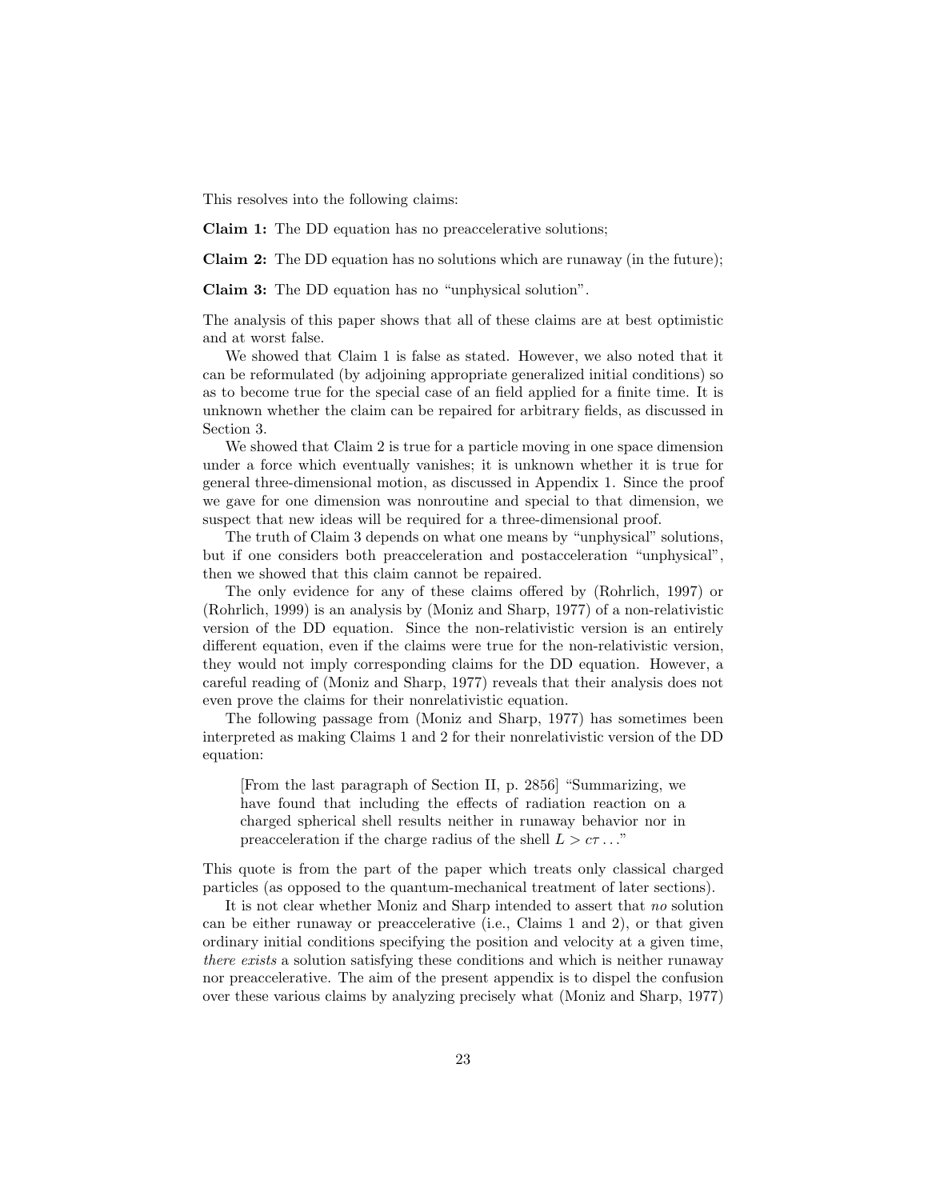This resolves into the following claims:

**Claim 1:** The DD equation has no preaccelerative solutions;

**Claim 2:** The DD equation has no solutions which are runaway (in the future);

**Claim 3:** The DD equation has no "unphysical solution".

The analysis of this paper shows that all of these claims are at best optimistic and at worst false.

We showed that Claim 1 is false as stated. However, we also noted that it can be reformulated (by adjoining appropriate generalized initial conditions) so as to become true for the special case of an field applied for a finite time. It is unknown whether the claim can be repaired for arbitrary fields, as discussed in Section 3.

We showed that Claim 2 is true for a particle moving in one space dimension under a force which eventually vanishes; it is unknown whether it is true for general three-dimensional motion, as discussed in Appendix 1. Since the proof we gave for one dimension was nonroutine and special to that dimension, we suspect that new ideas will be required for a three-dimensional proof.

The truth of Claim 3 depends on what one means by "unphysical" solutions, but if one considers both preacceleration and postacceleration "unphysical", then we showed that this claim cannot be repaired.

The only evidence for any of these claims offered by (Rohrlich, 1997) or (Rohrlich, 1999) is an analysis by (Moniz and Sharp, 1977) of a non-relativistic version of the DD equation. Since the non-relativistic version is an entirely different equation, even if the claims were true for the non-relativistic version, they would not imply corresponding claims for the DD equation. However, a careful reading of (Moniz and Sharp, 1977) reveals that their analysis does not even prove the claims for their nonrelativistic equation.

The following passage from (Moniz and Sharp, 1977) has sometimes been interpreted as making Claims 1 and 2 for their nonrelativistic version of the DD equation:

> [From the last paragraph of Section II, p. 2856] "Summarizing, we have found that including the effects of radiation reaction on a charged spherical shell results neither in runaway behavior nor in preacceleration if the charge radius of the shell $L > c\tau \ldots$"

This quote is from the part of the paper which treats only classical charged particles (as opposed to the quantum-mechanical treatment of later sections).

It is not clear whether Moniz and Sharp intended to assert that *no* solution can be either runaway or preaccelerative (i.e., Claims 1 and 2), or that given ordinary initial conditions specifying the position and velocity at a given time, *there exists* a solution satisfying these conditions and which is neither runaway nor preaccelerative. The aim of the present appendix is to dispel the confusion over these various claims by analyzing precisely what (Moniz and Sharp, 1977)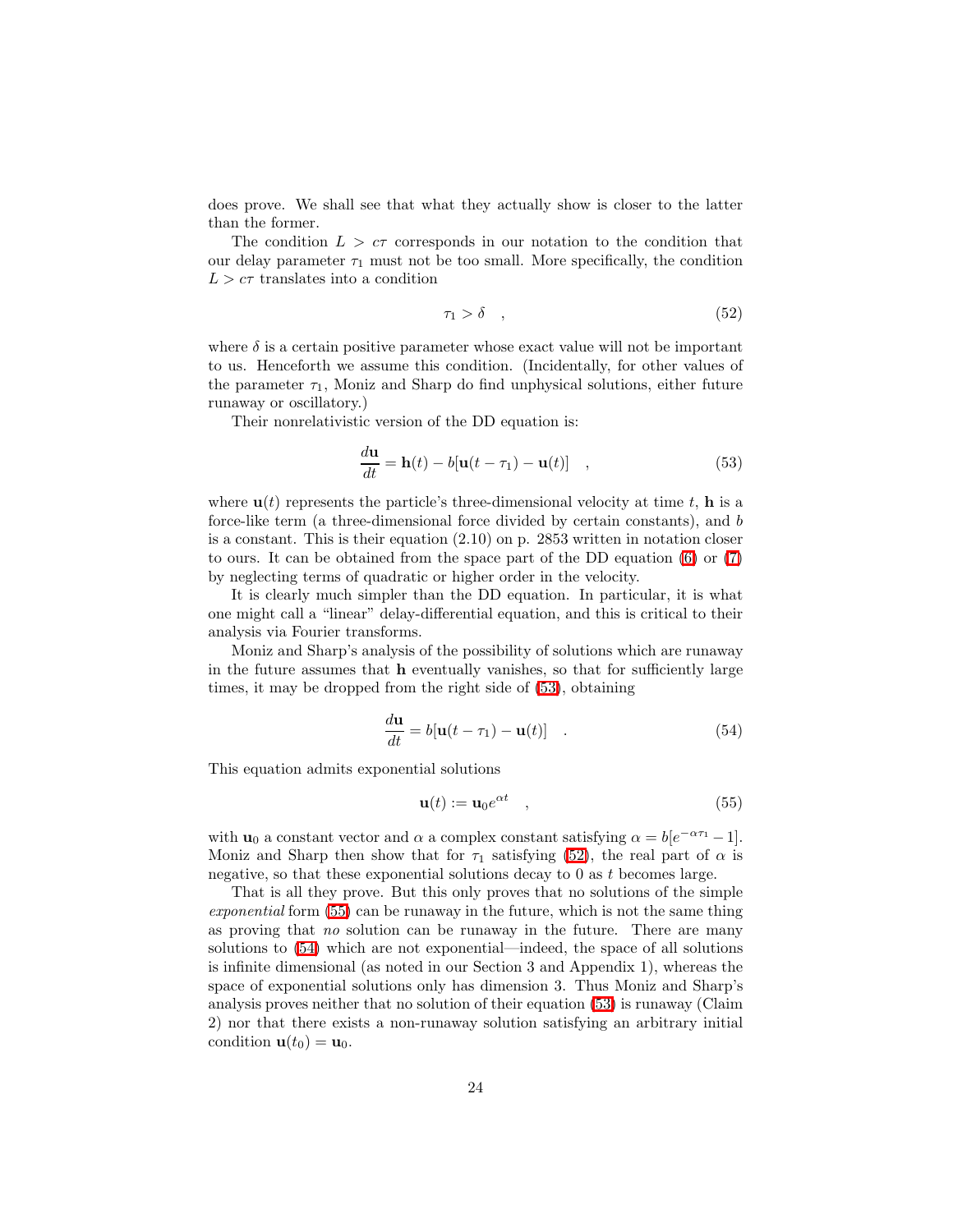does prove. We shall see that what they actually show is closer to the latter than the former.

The condition $L > c\tau$ corresponds in our notation to the condition that our delay parameter $\tau_1$ must not be too small. More specifically, the condition $L > c\tau$ translates into a condition

$$\tau_1 > \delta \quad , \tag{52}$$

where $\delta$ is a certain positive parameter whose exact value will not be important to us. Henceforth we assume this condition. (Incidentally, for other values of the parameter $\tau_1$, Moniz and Sharp do find unphysical solutions, either future runaway or oscillatory.)

Their nonrelativistic version of the DD equation is:

$$\frac{d\mathbf{u}}{dt} = \mathbf{h}(t) - b[\mathbf{u}(t-\tau_1) - \mathbf{u}(t)] \quad , \tag{53}$$

where $\mathbf{u}(t)$ represents the particle's three-dimensional velocity at time $t$, $\mathbf{h}$ is a force-like term (a three-dimensional force divided by certain constants), and $b$ is a constant. This is their equation (2.10) on p. 2853 written in notation closer to ours. It can be obtained from the space part of the DD equation (6) or (7) by neglecting terms of quadratic or higher order in the velocity.

It is clearly much simpler than the DD equation. In particular, it is what one might call a "linear" delay-differential equation, and this is critical to their analysis via Fourier transforms.

Moniz and Sharp's analysis of the possibility of solutions which are runaway in the future assumes that $\mathbf{h}$ eventually vanishes, so that for sufficiently large times, it may be dropped from the right side of (53), obtaining

$$\frac{d\mathbf{u}}{dt} = b[\mathbf{u}(t-\tau_1) - \mathbf{u}(t)] \quad . \tag{54}$$

This equation admits exponential solutions

$$\mathbf{u}(t) := \mathbf{u}_0 e^{\alpha t} \quad , \tag{55}$$

with $\mathbf{u}_0$ a constant vector and $\alpha$ a complex constant satisfying $\alpha = b[e^{-\alpha\tau_1} - 1]$. Moniz and Sharp then show that for $\tau_1$ satisfying (52), the real part of $\alpha$ is negative, so that these exponential solutions decay to 0 as $t$ becomes large.

That is all they prove. But this only proves that no solutions of the simple *exponential* form (55) can be runaway in the future, which is not the same thing as proving that *no* solution can be runaway in the future. There are many solutions to (54) which are not exponential—indeed, the space of all solutions is infinite dimensional (as noted in our Section 3 and Appendix 1), whereas the space of exponential solutions only has dimension 3. Thus Moniz and Sharp's analysis proves neither that no solution of their equation (53) is runaway (Claim 2) nor that there exists a non-runaway solution satisfying an arbitrary initial condition $\mathbf{u}(t_0) = \mathbf{u}_0$.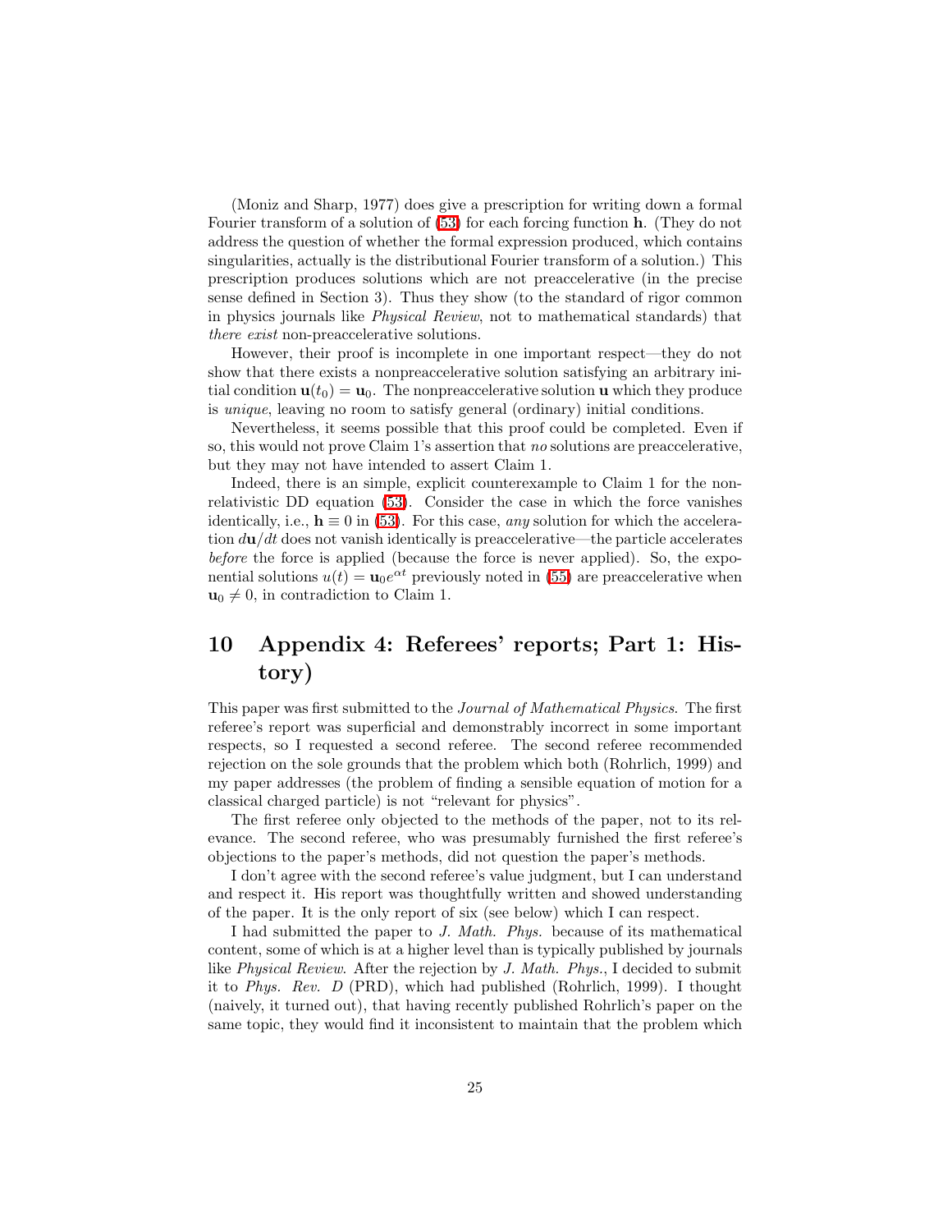(Moniz and Sharp, 1977) does give a prescription for writing down a formal Fourier transform of a solution of (53) for each forcing function $\mathbf{h}$. (They do not address the question of whether the formal expression produced, which contains singularities, actually is the distributional Fourier transform of a solution.) This prescription produces solutions which are not preaccelerative (in the precise sense defined in Section 3). Thus they show (to the standard of rigor common in physics journals like *Physical Review*, not to mathematical standards) that *there exist* non-preaccelerative solutions.

However, their proof is incomplete in one important respect—they do not show that there exists a nonpreaccelerative solution satisfying an arbitrary initial condition $\mathbf{u}(t_0) = \mathbf{u}_0$. The nonpreaccelerative solution $\mathbf{u}$ which they produce is *unique*, leaving no room to satisfy general (ordinary) initial conditions.

Nevertheless, it seems possible that this proof could be completed. Even if so, this would not prove Claim 1's assertion that *no* solutions are preaccelerative, but they may not have intended to assert Claim 1.

Indeed, there is an simple, explicit counterexample to Claim 1 for the nonrelativistic DD equation (53). Consider the case in which the force vanishes identically, i.e., $\mathbf{h} \equiv 0$ in (53). For this case, *any* solution for which the acceleration $d\mathbf{u}/dt$ does not vanish identically is preaccelerative—the particle accelerates *before* the force is applied (because the force is never applied). So, the exponential solutions $u(t) = \mathbf{u}_0 e^{\alpha t}$ previously noted in (55) are preaccelerative when $\mathbf{u}_0 \neq 0$, in contradiction to Claim 1.

# 10 Appendix 4: Referees' reports; Part 1: History)

This paper was first submitted to the *Journal of Mathematical Physics*. The first referee's report was superficial and demonstrably incorrect in some important respects, so I requested a second referee. The second referee recommended rejection on the sole grounds that the problem which both (Rohrlich, 1999) and my paper addresses (the problem of finding a sensible equation of motion for a classical charged particle) is not "relevant for physics".

The first referee only objected to the methods of the paper, not to its relevance. The second referee, who was presumably furnished the first referee's objections to the paper's methods, did not question the paper's methods.

I don't agree with the second referee's value judgment, but I can understand and respect it. His report was thoughtfully written and showed understanding of the paper. It is the only report of six (see below) which I can respect.

I had submitted the paper to *J. Math. Phys.* because of its mathematical content, some of which is at a higher level than is typically published by journals like *Physical Review*. After the rejection by *J. Math. Phys.*, I decided to submit it to *Phys. Rev. D* (PRD), which had published (Rohrlich, 1999). I thought (naively, it turned out), that having recently published Rohrlich's paper on the same topic, they would find it inconsistent to maintain that the problem which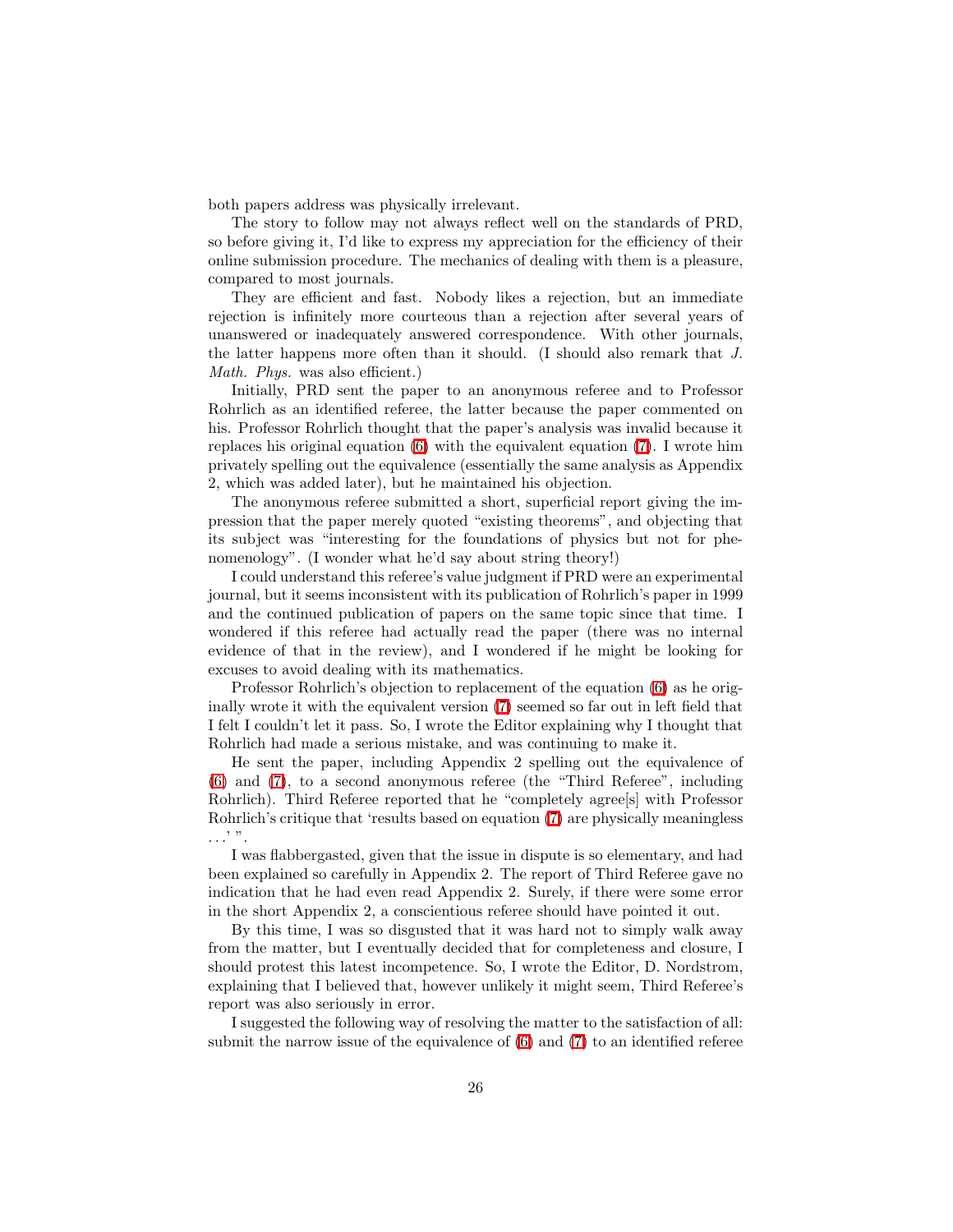both papers address was physically irrelevant.

The story to follow may not always reflect well on the standards of PRD, so before giving it, I'd like to express my appreciation for the efficiency of their online submission procedure. The mechanics of dealing with them is a pleasure, compared to most journals.

They are efficient and fast. Nobody likes a rejection, but an immediate rejection is infinitely more courteous than a rejection after several years of unanswered or inadequately answered correspondence. With other journals, the latter happens more often than it should. (I should also remark that *J. Math. Phys.* was also efficient.)

Initially, PRD sent the paper to an anonymous referee and to Professor Rohrlich as an identified referee, the latter because the paper commented on his. Professor Rohrlich thought that the paper's analysis was invalid because it replaces his original equation (6) with the equivalent equation (7). I wrote him privately spelling out the equivalence (essentially the same analysis as Appendix 2, which was added later), but he maintained his objection.

The anonymous referee submitted a short, superficial report giving the impression that the paper merely quoted "existing theorems", and objecting that its subject was "interesting for the foundations of physics but not for phenomenology". (I wonder what he'd say about string theory!)

I could understand this referee's value judgment if PRD were an experimental journal, but it seems inconsistent with its publication of Rohrlich's paper in 1999 and the continued publication of papers on the same topic since that time. I wondered if this referee had actually read the paper (there was no internal evidence of that in the review), and I wondered if he might be looking for excuses to avoid dealing with its mathematics.

Professor Rohrlich's objection to replacement of the equation (6) as he originally wrote it with the equivalent version (7) seemed so far out in left field that I felt I couldn't let it pass. So, I wrote the Editor explaining why I thought that Rohrlich had made a serious mistake, and was continuing to make it.

He sent the paper, including Appendix 2 spelling out the equivalence of (6) and (7), to a second anonymous referee (the "Third Referee", including Rohrlich). Third Referee reported that he "completely agree[s] with Professor Rohrlich's critique that 'results based on equation (7) are physically meaningless . . .' ".

I was flabbergasted, given that the issue in dispute is so elementary, and had been explained so carefully in Appendix 2. The report of Third Referee gave no indication that he had even read Appendix 2. Surely, if there were some error in the short Appendix 2, a conscientious referee should have pointed it out.

By this time, I was so disgusted that it was hard not to simply walk away from the matter, but I eventually decided that for completeness and closure, I should protest this latest incompetence. So, I wrote the Editor, D. Nordstrom, explaining that I believed that, however unlikely it might seem, Third Referee's report was also seriously in error.

I suggested the following way of resolving the matter to the satisfaction of all: submit the narrow issue of the equivalence of (6) and (7) to an identified referee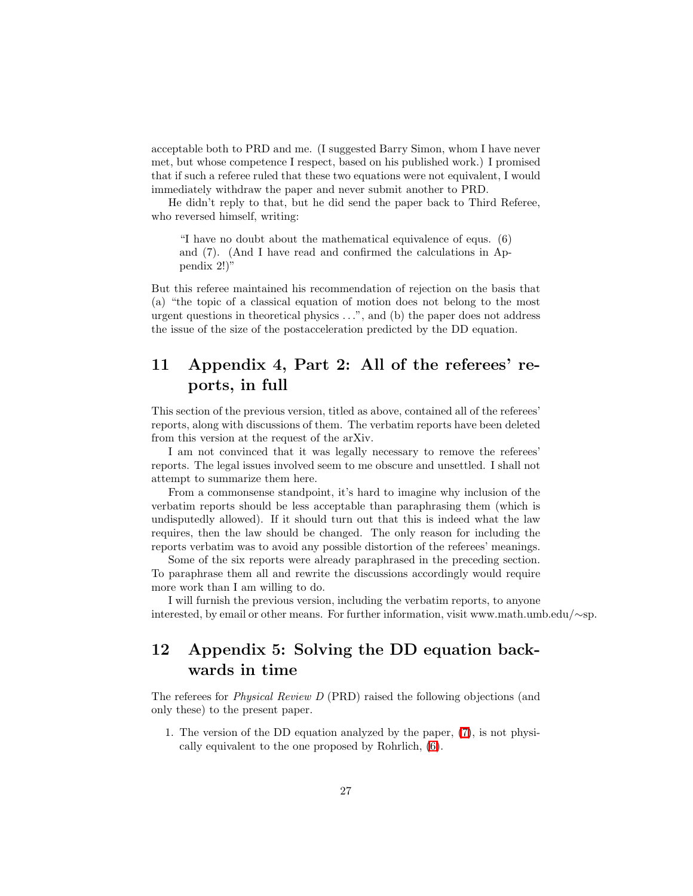acceptable both to PRD and me. (I suggested Barry Simon, whom I have never met, but whose competence I respect, based on his published work.) I promised that if such a referee ruled that these two equations were not equivalent, I would immediately withdraw the paper and never submit another to PRD.

He didn't reply to that, but he did send the paper back to Third Referee, who reversed himself, writing:

> "I have no doubt about the mathematical equivalence of equs. (6) and (7). (And I have read and confirmed the calculations in Appendix 2!)"

But this referee maintained his recommendation of rejection on the basis that (a) "the topic of a classical equation of motion does not belong to the most urgent questions in theoretical physics ...", and (b) the paper does not address the issue of the size of the postacceleration predicted by the DD equation.

## 11 Appendix 4, Part 2: All of the referees' reports, in full

This section of the previous version, titled as above, contained all of the referees' reports, along with discussions of them. The verbatim reports have been deleted from this version at the request of the arXiv.

I am not convinced that it was legally necessary to remove the referees' reports. The legal issues involved seem to me obscure and unsettled. I shall not attempt to summarize them here.

From a commonsense standpoint, it's hard to imagine why inclusion of the verbatim reports should be less acceptable than paraphrasing them (which is undisputedly allowed). If it should turn out that this is indeed what the law requires, then the law should be changed. The only reason for including the reports verbatim was to avoid any possible distortion of the referees' meanings.

Some of the six reports were already paraphrased in the preceding section. To paraphrase them all and rewrite the discussions accordingly would require more work than I am willing to do.

I will furnish the previous version, including the verbatim reports, to anyone interested, by email or other means. For further information, visit www.math.umb.edu/∼sp.

## 12 Appendix 5: Solving the DD equation backwards in time

The referees for *Physical Review D* (PRD) raised the following objections (and only these) to the present paper.

1. The version of the DD equation analyzed by the paper, (7), is not physically equivalent to the one proposed by Rohrlich, (6).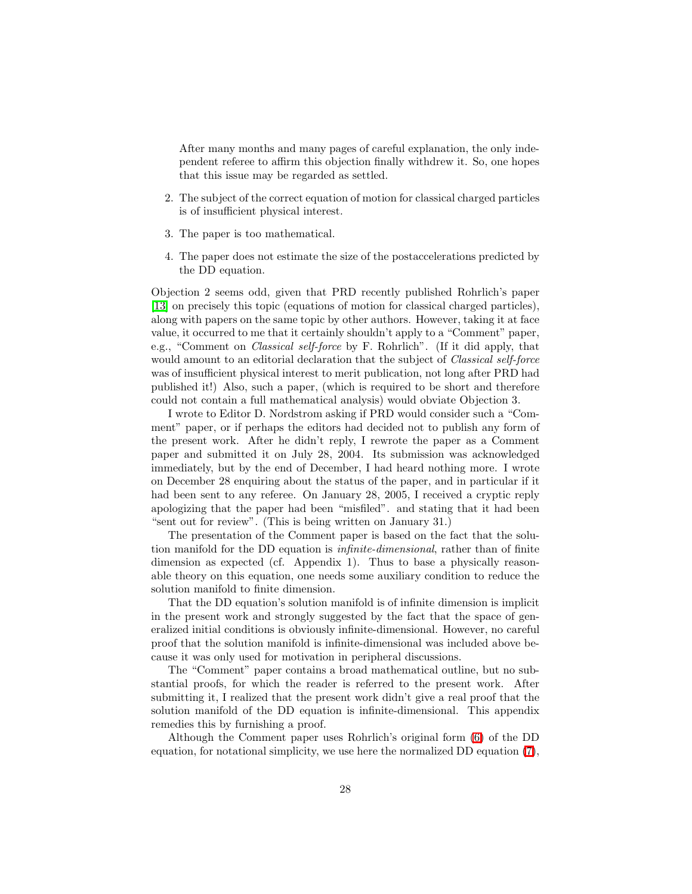After many months and many pages of careful explanation, the only independent referee to affirm this objection finally withdrew it. So, one hopes that this issue may be regarded as settled.

2. The subject of the correct equation of motion for classical charged particles is of insufficient physical interest.
3. The paper is too mathematical.
4. The paper does not estimate the size of the postaccelerations predicted by the DD equation.

Objection 2 seems odd, given that PRD recently published Rohrlich's paper [13] on precisely this topic (equations of motion for classical charged particles), along with papers on the same topic by other authors. However, taking it at face value, it occurred to me that it certainly shouldn't apply to a "Comment" paper, e.g., "Comment on *Classical self-force* by F. Rohrlich". (If it did apply, that would amount to an editorial declaration that the subject of *Classical self-force* was of insufficient physical interest to merit publication, not long after PRD had published it!) Also, such a paper, (which is required to be short and therefore could not contain a full mathematical analysis) would obviate Objection 3.

I wrote to Editor D. Nordstrom asking if PRD would consider such a "Comment" paper, or if perhaps the editors had decided not to publish any form of the present work. After he didn't reply, I rewrote the paper as a Comment paper and submitted it on July 28, 2004. Its submission was acknowledged immediately, but by the end of December, I had heard nothing more. I wrote on December 28 enquiring about the status of the paper, and in particular if it had been sent to any referee. On January 28, 2005, I received a cryptic reply apologizing that the paper had been "misfiled". and stating that it had been "sent out for review". (This is being written on January 31.)

The presentation of the Comment paper is based on the fact that the solution manifold for the DD equation is *infinite-dimensional*, rather than of finite dimension as expected (cf. Appendix 1). Thus to base a physically reasonable theory on this equation, one needs some auxiliary condition to reduce the solution manifold to finite dimension.

That the DD equation's solution manifold is of infinite dimension is implicit in the present work and strongly suggested by the fact that the space of generalized initial conditions is obviously infinite-dimensional. However, no careful proof that the solution manifold is infinite-dimensional was included above because it was only used for motivation in peripheral discussions.

The "Comment" paper contains a broad mathematical outline, but no substantial proofs, for which the reader is referred to the present work. After submitting it, I realized that the present work didn't give a real proof that the solution manifold of the DD equation is infinite-dimensional. This appendix remedies this by furnishing a proof.

Although the Comment paper uses Rohrlich's original form (6) of the DD equation, for notational simplicity, we use here the normalized DD equation (7),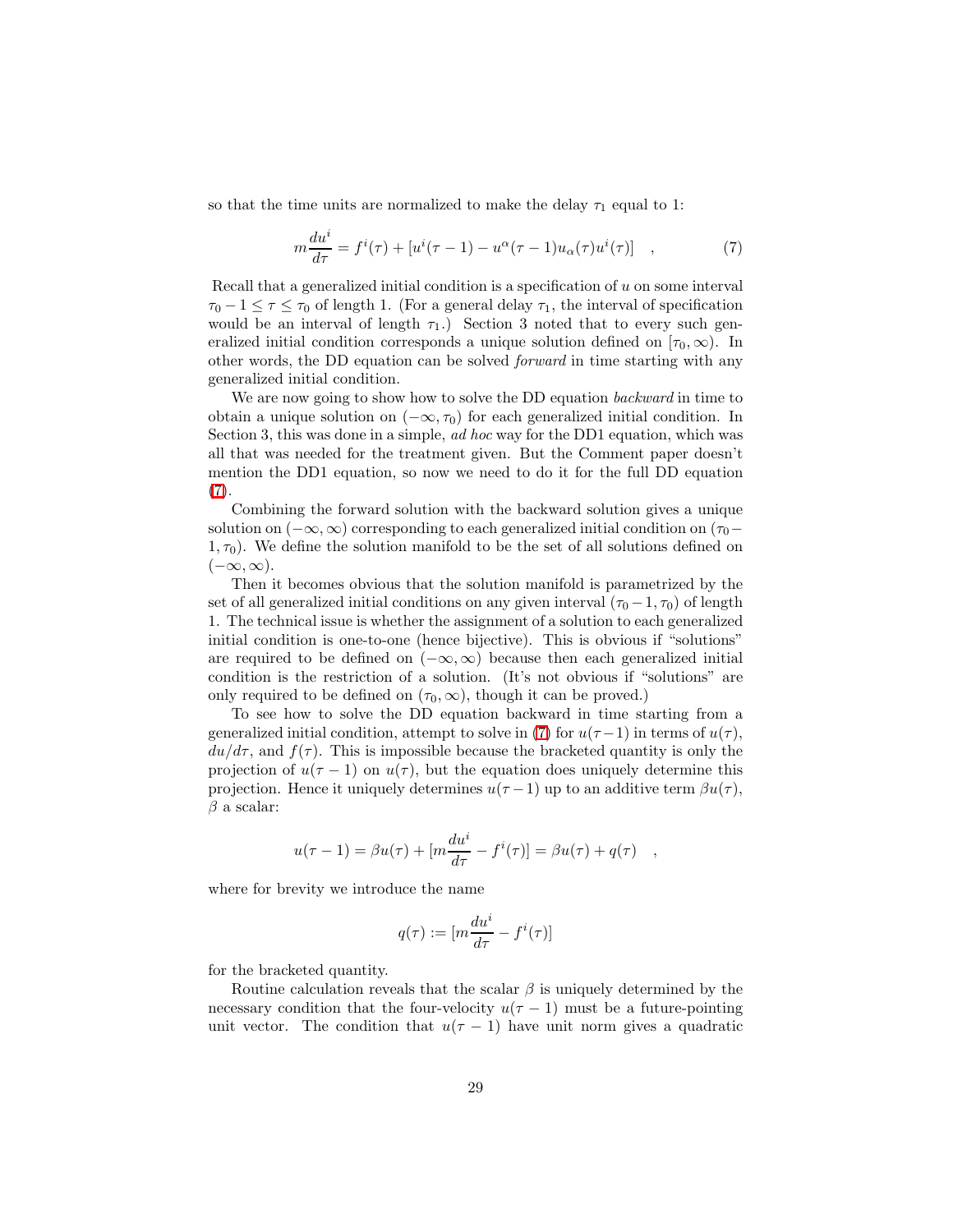so that the time units are normalized to make the delay $\tau_1$ equal to 1:

$$m\frac{du^i}{d\tau} = f^i(\tau) + [u^i(\tau-1) - u^\alpha(\tau-1)u_\alpha(\tau)u^i(\tau)] \quad , \tag{7}$$

Recall that a generalized initial condition is a specification of $u$ on some interval $\tau_0 - 1 \le \tau \le \tau_0$ of length 1. (For a general delay $\tau_1$, the interval of specification would be an interval of length $\tau_1$.) Section 3 noted that to every such generalized initial condition corresponds a unique solution defined on $[\tau_0, \infty)$. In other words, the DD equation can be solved *forward* in time starting with any generalized initial condition.

We are now going to show how to solve the DD equation *backward* in time to obtain a unique solution on $(-\infty, \tau_0)$ for each generalized initial condition. In Section 3, this was done in a simple, *ad hoc* way for the DD1 equation, which was all that was needed for the treatment given. But the Comment paper doesn't mention the DD1 equation, so now we need to do it for the full DD equation (7).

Combining the forward solution with the backward solution gives a unique solution on $(-\infty, \infty)$ corresponding to each generalized initial condition on $(\tau_0 - 1, \tau_0)$. We define the solution manifold to be the set of all solutions defined on $(-\infty, \infty)$.

Then it becomes obvious that the solution manifold is parametrized by the set of all generalized initial conditions on any given interval $(\tau_0 - 1, \tau_0)$ of length 1. The technical issue is whether the assignment of a solution to each generalized initial condition is one-to-one (hence bijective). This is obvious if "solutions" are required to be defined on $(-\infty, \infty)$ because then each generalized initial condition is the restriction of a solution. (It's not obvious if "solutions" are only required to be defined on $(\tau_0, \infty)$, though it can be proved.)

To see how to solve the DD equation backward in time starting from a generalized initial condition, attempt to solve in (7) for $u(\tau - 1)$ in terms of $u(\tau)$, $du/d\tau$, and $f(\tau)$. This is impossible because the bracketed quantity is only the projection of $u(\tau - 1)$ on $u(\tau)$, but the equation does uniquely determine this projection. Hence it uniquely determines $u(\tau - 1)$ up to an additive term $\beta u(\tau)$, $\beta$ a scalar:

$$u(\tau - 1) = \beta u(\tau) + [m\frac{du^i}{d\tau} - f^i(\tau)] = \beta u(\tau) + q(\tau) \quad ,$$

where for brevity we introduce the name

$$q(\tau) := [m\frac{du^i}{d\tau} - f^i(\tau)]$$

for the bracketed quantity.

Routine calculation reveals that the scalar $\beta$ is uniquely determined by the necessary condition that the four-velocity $u(\tau - 1)$ must be a future-pointing unit vector. The condition that $u(\tau - 1)$ have unit norm gives a quadratic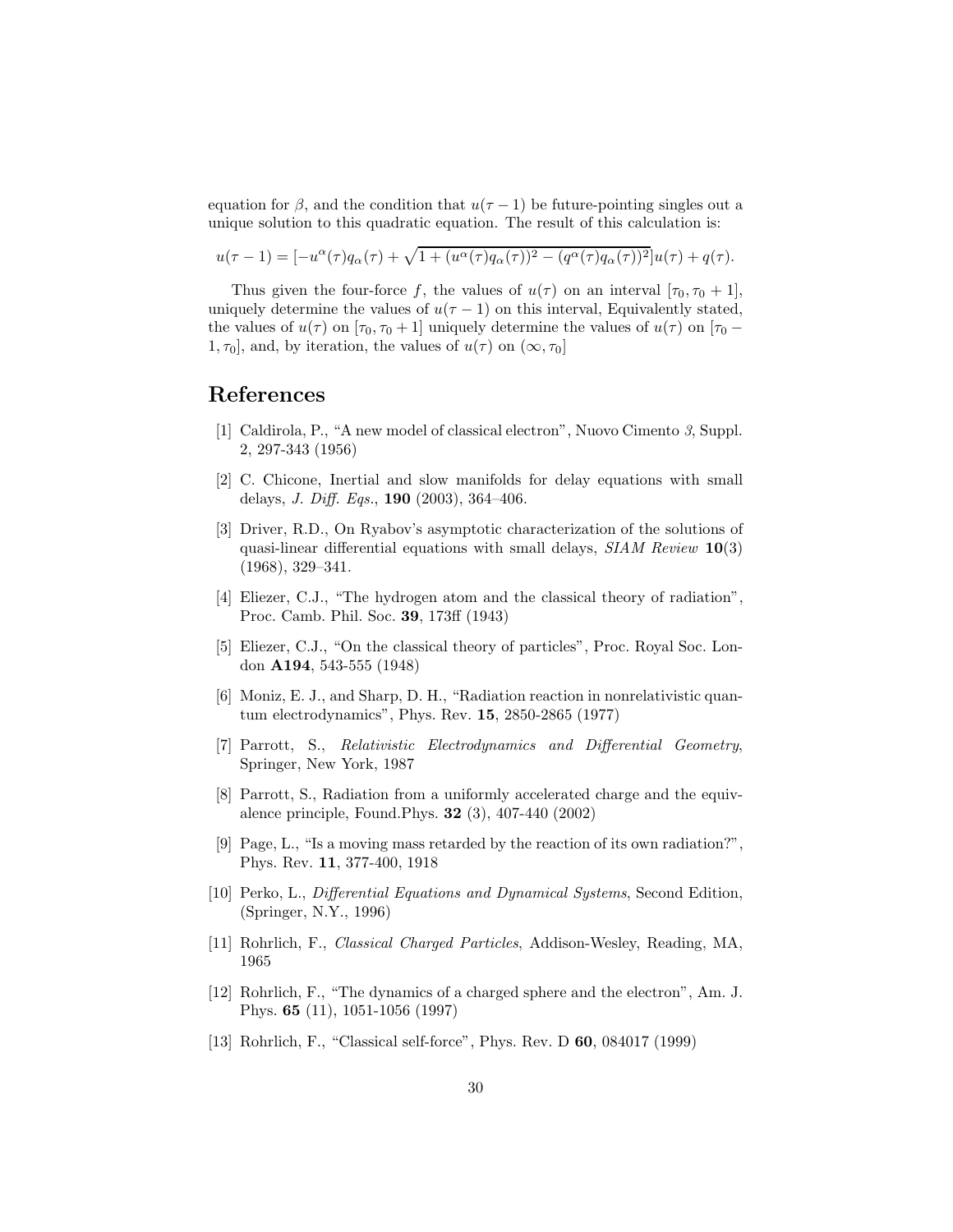equation for $\beta$, and the condition that $u(\tau - 1)$ be future-pointing singles out a unique solution to this quadratic equation. The result of this calculation is:

$$u(\tau - 1) = [-u^{\alpha}(\tau) q_{\alpha}(\tau) + \sqrt{1 + (u^{\alpha}(\tau) q_{\alpha}(\tau))^2 - (q^{\alpha}(\tau) q_{\alpha}(\tau))^2}] u(\tau) + q(\tau).$$

Thus given the four-force $f$, the values of $u(\tau)$ on an interval $[\tau_0, \tau_0 + 1]$, uniquely determine the values of $u(\tau - 1)$ on this interval, Equivalently stated, the values of $u(\tau)$ on $[\tau_0, \tau_0 + 1]$ uniquely determine the values of $u(\tau)$ on $[\tau_0 - 1, \tau_0]$, and, by iteration, the values of $u(\tau)$ on $(\infty, \tau_0]$

# References

[1] Caldirola, P., "A new model of classical electron", Nuovo Cimento *3*, Suppl. 2, 297-343 (1956)

[2] C. Chicone, Inertial and slow manifolds for delay equations with small delays, *J. Diff. Eqs.*, **190** (2003), 364–406.

[3] Driver, R.D., On Ryabov's asymptotic characterization of the solutions of quasi-linear differential equations with small delays, *SIAM Review* **10**(3) (1968), 329–341.

[4] Eliezer, C.J., "The hydrogen atom and the classical theory of radiation", Proc. Camb. Phil. Soc. **39**, 173ff (1943)

[5] Eliezer, C.J., "On the classical theory of particles", Proc. Royal Soc. London **A194**, 543-555 (1948)

[6] Moniz, E. J., and Sharp, D. H., "Radiation reaction in nonrelativistic quantum electrodynamics", Phys. Rev. **15**, 2850-2865 (1977)

[7] Parrott, S., *Relativistic Electrodynamics and Differential Geometry*, Springer, New York, 1987

[8] Parrott, S., Radiation from a uniformly accelerated charge and the equivalence principle, Found.Phys. **32** (3), 407-440 (2002)

[9] Page, L., "Is a moving mass retarded by the reaction of its own radiation?", Phys. Rev. **11**, 377-400, 1918

[10] Perko, L., *Differential Equations and Dynamical Systems*, Second Edition, (Springer, N.Y., 1996)

[11] Rohrlich, F., *Classical Charged Particles*, Addison-Wesley, Reading, MA, 1965

[12] Rohrlich, F., "The dynamics of a charged sphere and the electron", Am. J. Phys. **65** (11), 1051-1056 (1997)

[13] Rohrlich, F., "Classical self-force", Phys. Rev. D **60**, 084017 (1999)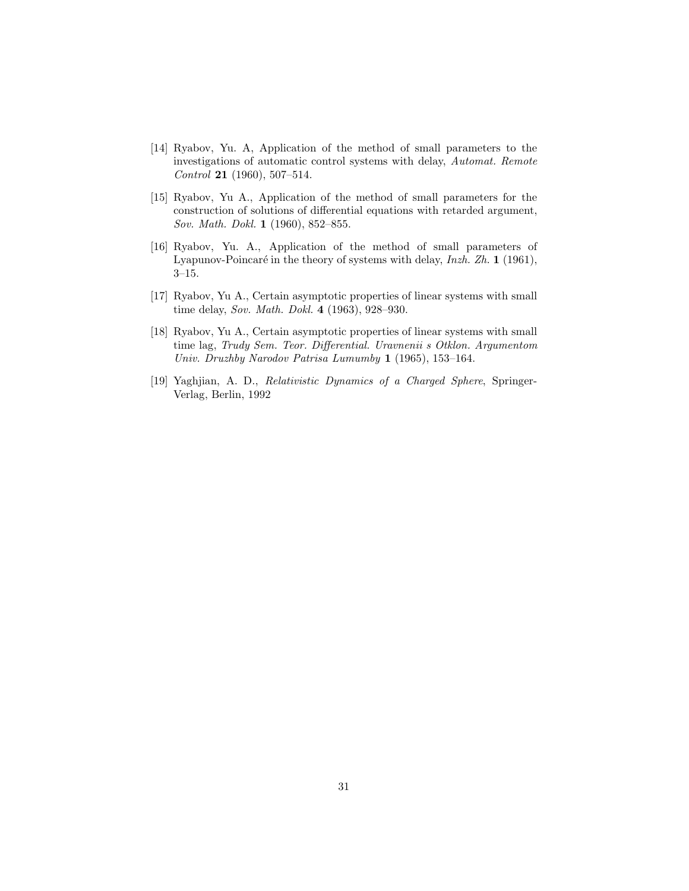[14] Ryabov, Yu. A, Application of the method of small parameters to the investigations of automatic control systems with delay, *Automat. Remote Control* **21** (1960), 507–514.

[15] Ryabov, Yu A., Application of the method of small parameters for the construction of solutions of differential equations with retarded argument, *Sov. Math. Dokl.* **1** (1960), 852–855.

[16] Ryabov, Yu. A., Application of the method of small parameters of Lyapunov-Poincaré in the theory of systems with delay, *Inzh. Zh.* **1** (1961), 3–15.

[17] Ryabov, Yu A., Certain asymptotic properties of linear systems with small time delay, *Sov. Math. Dokl.* **4** (1963), 928–930.

[18] Ryabov, Yu A., Certain asymptotic properties of linear systems with small time lag, *Trudy Sem. Teor. Differential. Uravnenii s Otklon. Argumentom Univ. Druzhby Narodov Patrisa Lumumby* **1** (1965), 153–164.

[19] Yaghjian, A. D., *Relativistic Dynamics of a Charged Sphere*, Springer-Verlag, Berlin, 1992